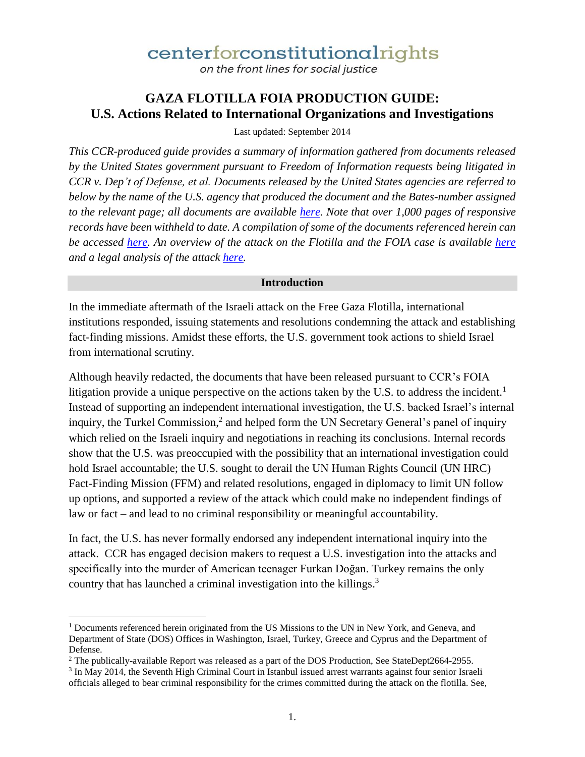centerforconstitutionalrights

*on the front lines for social justice*

# GAZA FLOTILLA FOIA PRODUCTION GUIDE: U.S. Actions Related to International Organizations and Investigations

Last updated: September 2014

*This CCR-produced guide provides a summary of information gathered from documents released by the United States government pursuant to Freedom of Information requests being litigated in CCR v. Dep't of Defense, et al. Documents released by the United States agencies are referred to below by the name of the U.S. agency that produced the document and the Bates-number assigned to the relevant page; all documents are available here. Note that over 1,000 pages of responsive records have been withheld to date. A compilation of some of the documents referenced herein can be accessed here. An overview of the attack on the Flotilla and the FOIA case is available here and a legal analysis of the attack here.*

## Introduction

In the immediate aftermath of the Israeli attack on the Free Gaza Flotilla, international institutions responded, issuing statements and resolutions condemning the attack and establishing fact-finding missions. Amidst these efforts, the U.S. government took actions to shield Israel from international scrutiny.

Although heavily redacted, the documents that have been released pursuant to CCR's FOIA litigation provide a unique perspective on the actions taken by the U.S. to address the incident.[1] Instead of supporting an independent international investigation, the U.S. backed Israel's internal inquiry, the Turkel Commission,[2] and helped form the UN Secretary General's panel of inquiry which relied on the Israeli inquiry and negotiations in reaching its conclusions. Internal records show that the U.S. was preoccupied with the possibility that an international investigation could hold Israel accountable; the U.S. sought to derail the UN Human Rights Council (UN HRC) Fact-Finding Mission (FFM) and related resolutions, engaged in diplomacy to limit UN follow up options, and supported a review of the attack which could make no independent findings of law or fact – and lead to no criminal responsibility or meaningful accountability.

In fact, the U.S. has never formally endorsed any independent international inquiry into the attack. CCR has engaged decision makers to request a U.S. investigation into the attacks and specifically into the murder of American teenager Furkan Doğan. Turkey remains the only country that has launched a criminal investigation into the killings.[3]

---

[1] Documents referenced herein originated from the US Missions to the UN in New York, and Geneva, and Department of State (DOS) Offices in Washington, Israel, Turkey, Greece and Cyprus and the Department of Defense.

[2] The publically-available Report was released as a part of the DOS Production, See StateDept2664-2955.

[3] In May 2014, the Seventh High Criminal Court in Istanbul issued arrest warrants against four senior Israeli officials alleged to bear criminal responsibility for the crimes committed during the attack on the flotilla. See,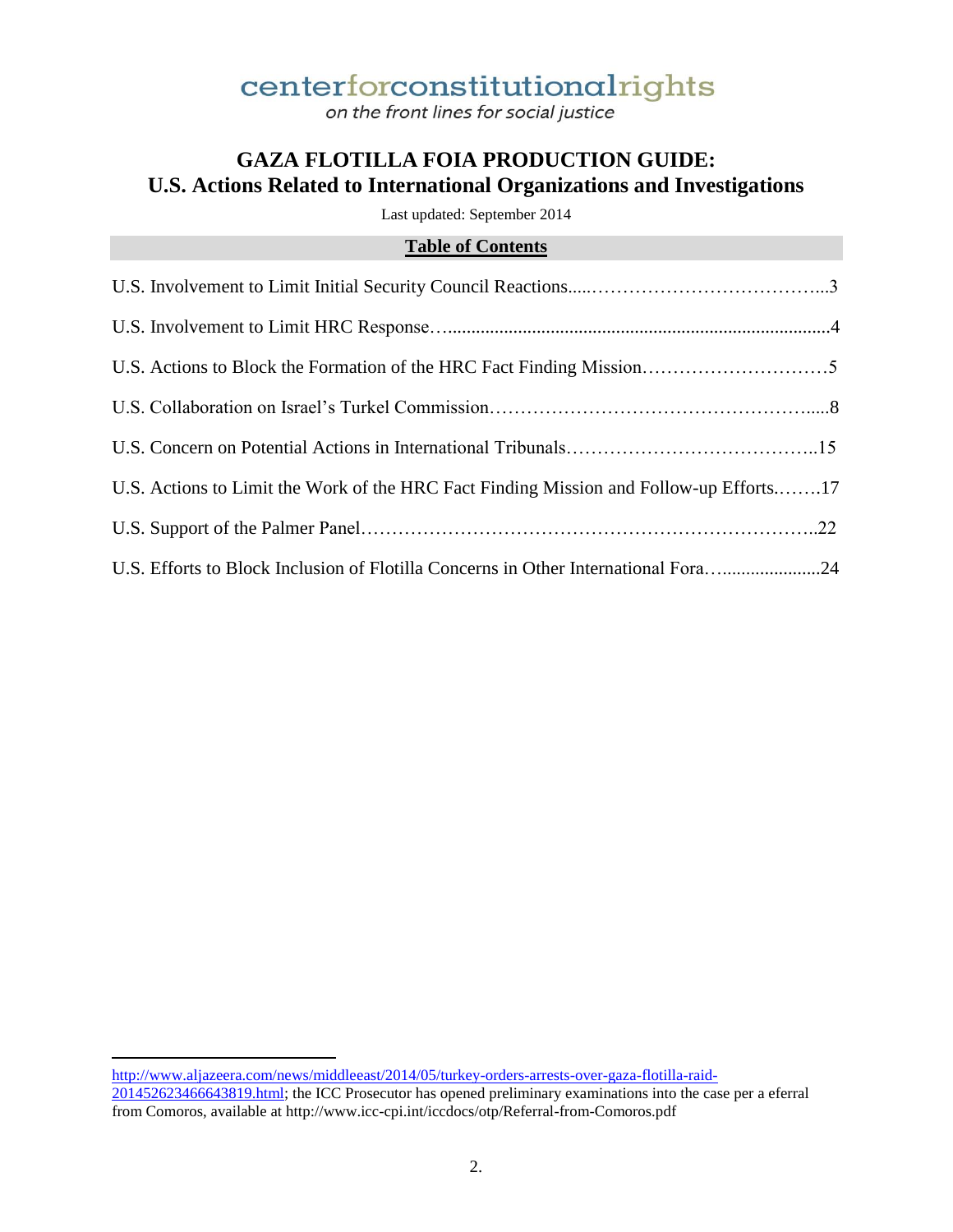centerforconstitutionalrights

*on the front lines for social justice*

# GAZA FLOTILLA FOIA PRODUCTION GUIDE: U.S. Actions Related to International Organizations and Investigations

Last updated: September 2014

## Table of Contents

U.S. Involvement to Limit Initial Security Council Reactions.....………………………………...3

U.S. Involvement to Limit HRC Response…..................................................................................4

U.S. Actions to Block the Formation of the HRC Fact Finding Mission…………………………5

U.S. Collaboration on Israel's Turkel Commission……………………………………………......8

U.S. Concern on Potential Actions in International Tribunals…………………………………..15

U.S. Actions to Limit the Work of the HRC Fact Finding Mission and Follow-up Efforts.…….17

U.S. Support of the Palmer Panel……………………………………………………………..22

U.S. Efforts to Block Inclusion of Flotilla Concerns in Other International Fora…....................24

---

http://www.aljazeera.com/news/middleeast/2014/05/turkey-orders-arrests-over-gaza-flotilla-raid-201452623466643819.html; the ICC Prosecutor has opened preliminary examinations into the case per a eferral from Comoros, available at http://www.icc-cpi.int/iccdocs/otp/Referral-from-Comoros.pdf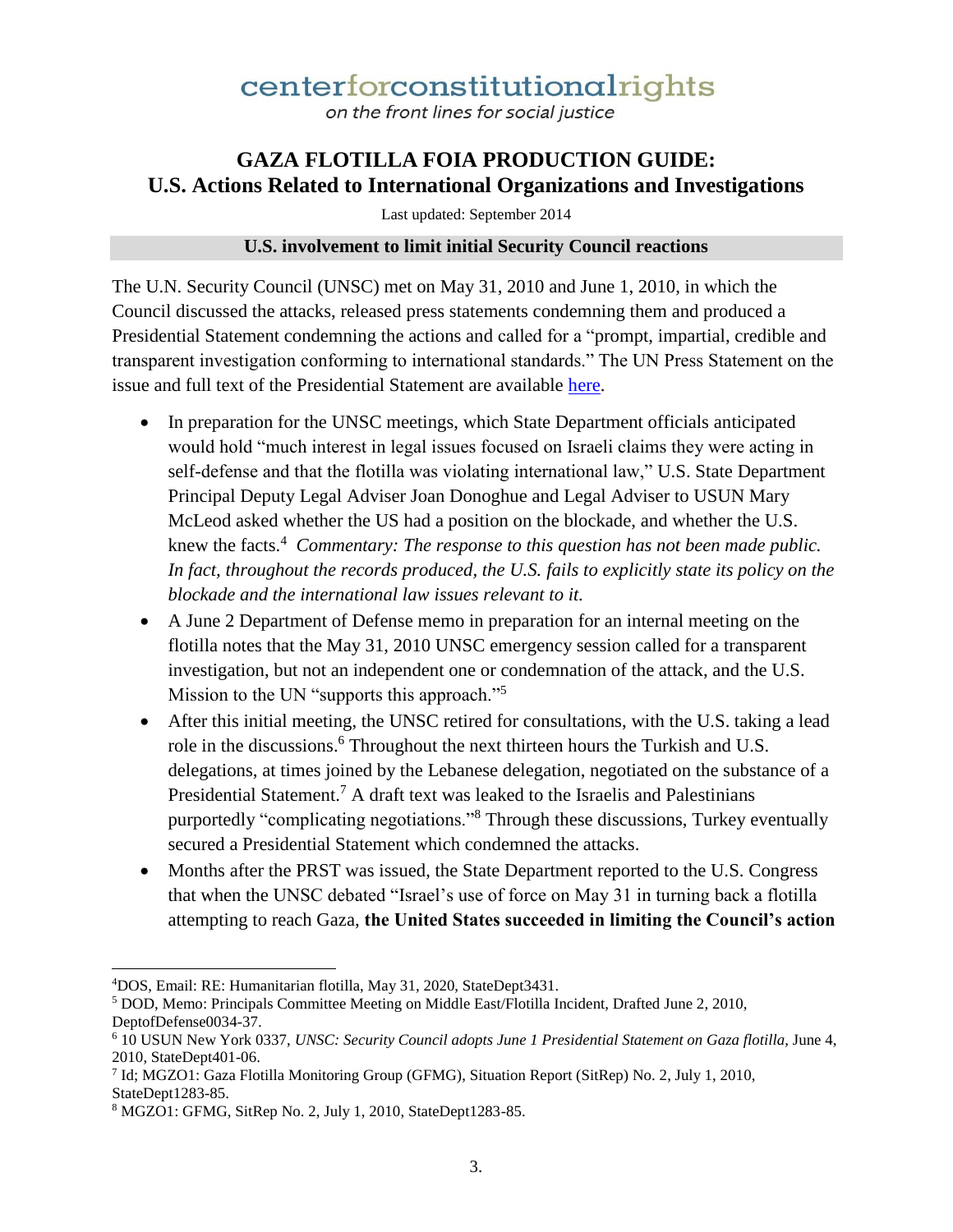# centerforconstitutionalrights

*on the front lines for social justice*

## GAZA FLOTILLA FOIA PRODUCTION GUIDE: U.S. Actions Related to International Organizations and Investigations

Last updated: September 2014

### U.S. involvement to limit initial Security Council reactions

The U.N. Security Council (UNSC) met on May 31, 2010 and June 1, 2010, in which the Council discussed the attacks, released press statements condemning them and produced a Presidential Statement condemning the actions and called for a "prompt, impartial, credible and transparent investigation conforming to international standards." The UN Press Statement on the issue and full text of the Presidential Statement are available [here](here).

- In preparation for the UNSC meetings, which State Department officials anticipated would hold "much interest in legal issues focused on Israeli claims they were acting in self-defense and that the flotilla was violating international law," U.S. State Department Principal Deputy Legal Adviser Joan Donoghue and Legal Adviser to USUN Mary McLeod asked whether the US had a position on the blockade, and whether the U.S. knew the facts.[4] *Commentary: The response to this question has not been made public. In fact, throughout the records produced, the U.S. fails to explicitly state its policy on the blockade and the international law issues relevant to it.*
- A June 2 Department of Defense memo in preparation for an internal meeting on the flotilla notes that the May 31, 2010 UNSC emergency session called for a transparent investigation, but not an independent one or condemnation of the attack, and the U.S. Mission to the UN "supports this approach."[5]
- After this initial meeting, the UNSC retired for consultations, with the U.S. taking a lead role in the discussions.[6] Throughout the next thirteen hours the Turkish and U.S. delegations, at times joined by the Lebanese delegation, negotiated on the substance of a Presidential Statement.[7] A draft text was leaked to the Israelis and Palestinians purportedly "complicating negotiations."[8] Through these discussions, Turkey eventually secured a Presidential Statement which condemned the attacks.
- Months after the PRST was issued, the State Department reported to the U.S. Congress that when the UNSC debated "Israel's use of force on May 31 in turning back a flotilla attempting to reach Gaza, **the United States succeeded in limiting the Council's action**

---

[4] DOS, Email: RE: Humanitarian flotilla, May 31, 2020, StateDept3431.

[5] DOD, Memo: Principals Committee Meeting on Middle East/Flotilla Incident, Drafted June 2, 2010, DeptofDefense0034-37.

[6] 10 USUN New York 0337, *UNSC: Security Council adopts June 1 Presidential Statement on Gaza flotilla,* June 4, 2010, StateDept401-06.

[7] Id; MGZO1: Gaza Flotilla Monitoring Group (GFMG), Situation Report (SitRep) No. 2, July 1, 2010, StateDept1283-85.

[8] MGZO1: GFMG, SitRep No. 2, July 1, 2010, StateDept1283-85.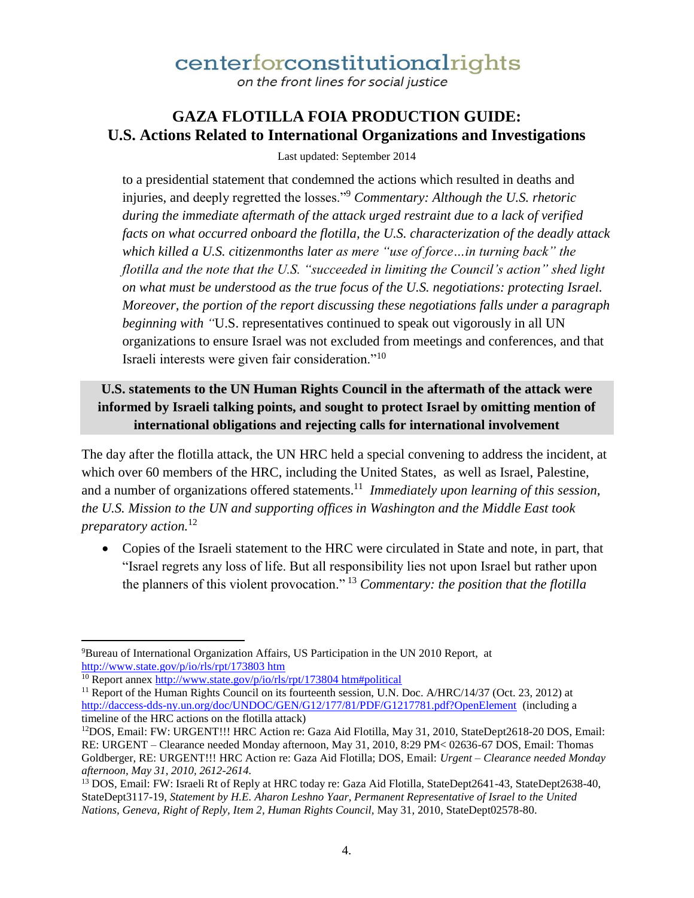to a presidential statement that condemned the actions which resulted in deaths and injuries, and deeply regretted the losses."[9] *Commentary: Although the U.S. rhetoric during the immediate aftermath of the attack urged restraint due to a lack of verified facts on what occurred onboard the flotilla, the U.S. characterization of the deadly attack which killed a U.S. citizenmonths later as mere "use of force…in turning back" the flotilla and the note that the U.S. "succeeded in limiting the Council's action" shed light on what must be understood as the true focus of the U.S. negotiations: protecting Israel. Moreover, the portion of the report discussing these negotiations falls under a paragraph beginning with "*U.S. representatives continued to speak out vigorously in all UN organizations to ensure Israel was not excluded from meetings and conferences, and that Israeli interests were given fair consideration."[10]

**U.S. statements to the UN Human Rights Council in the aftermath of the attack were informed by Israeli talking points, and sought to protect Israel by omitting mention of international obligations and rejecting calls for international involvement**

The day after the flotilla attack, the UN HRC held a special convening to address the incident, at which over 60 members of the HRC, including the United States, as well as Israel, Palestine, and a number of organizations offered statements.[11] *Immediately upon learning of this session, the U.S. Mission to the UN and supporting offices in Washington and the Middle East took preparatory action.*[12]

- Copies of the Israeli statement to the HRC were circulated in State and note, in part, that "Israel regrets any loss of life. But all responsibility lies not upon Israel but rather upon the planners of this violent provocation." [13] *Commentary: the position that the flotilla*

---

[9]Bureau of International Organization Affairs, US Participation in the UN 2010 Report, at http://www.state.gov/p/io/rls/rpt/173803 htm

[10] Report annex http://www.state.gov/p/io/rls/rpt/173804 htm#political

[11] Report of the Human Rights Council on its fourteenth session, U.N. Doc. A/HRC/14/37 (Oct. 23, 2012) at http://daccess-dds-ny.un.org/doc/UNDOC/GEN/G12/177/81/PDF/G1217781.pdf?OpenElement (including a timeline of the HRC actions on the flotilla attack)

[12]DOS, Email: FW: URGENT!!! HRC Action re: Gaza Aid Flotilla, May 31, 2010, StateDept2618-20 DOS, Email: RE: URGENT – Clearance needed Monday afternoon, May 31, 2010, 8:29 PM< 02636-67 DOS, Email: Thomas Goldberger, RE: URGENT!!! HRC Action re: Gaza Aid Flotilla; DOS, Email: *Urgent – Clearance needed Monday afternoon, May 31, 2010, 2612-2614.*

[13] DOS, Email: FW: Israeli Rt of Reply at HRC today re: Gaza Aid Flotilla, StateDept2641-43, StateDept2638-40, StateDept3117-19, *Statement by H.E. Aharon Leshno Yaar, Permanent Representative of Israel to the United Nations, Geneva, Right of Reply, Item 2, Human Rights Council*, May 31, 2010, StateDept02578-80.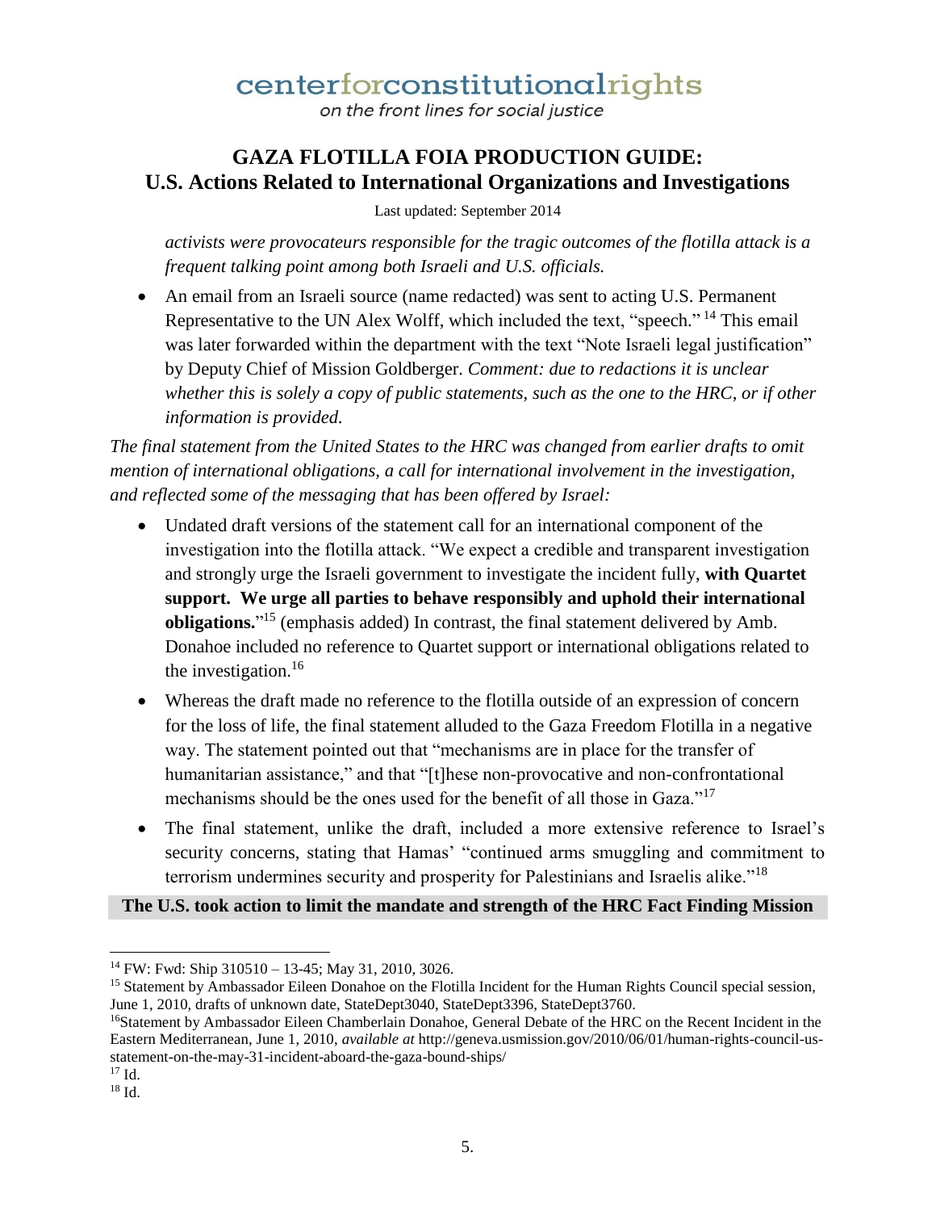*activists were provocateurs responsible for the tragic outcomes of the flotilla attack is a frequent talking point among both Israeli and U.S. officials.*

- An email from an Israeli source (name redacted) was sent to acting U.S. Permanent Representative to the UN Alex Wolff, which included the text, "speech." [14] This email was later forwarded within the department with the text "Note Israeli legal justification" by Deputy Chief of Mission Goldberger. *Comment: due to redactions it is unclear whether this is solely a copy of public statements, such as the one to the HRC, or if other information is provided.*

*The final statement from the United States to the HRC was changed from earlier drafts to omit mention of international obligations, a call for international involvement in the investigation, and reflected some of the messaging that has been offered by Israel:*

- Undated draft versions of the statement call for an international component of the investigation into the flotilla attack. "We expect a credible and transparent investigation and strongly urge the Israeli government to investigate the incident fully, **with Quartet support. We urge all parties to behave responsibly and uphold their international obligations.**"[15] (emphasis added) In contrast, the final statement delivered by Amb. Donahoe included no reference to Quartet support or international obligations related to the investigation.[16]
- Whereas the draft made no reference to the flotilla outside of an expression of concern for the loss of life, the final statement alluded to the Gaza Freedom Flotilla in a negative way. The statement pointed out that "mechanisms are in place for the transfer of humanitarian assistance," and that "[t]hese non-provocative and non-confrontational mechanisms should be the ones used for the benefit of all those in Gaza."[17]
- The final statement, unlike the draft, included a more extensive reference to Israel's security concerns, stating that Hamas' "continued arms smuggling and commitment to terrorism undermines security and prosperity for Palestinians and Israelis alike."[18]

**The U.S. took action to limit the mandate and strength of the HRC Fact Finding Mission**

---

[14] FW: Fwd: Ship 310510 – 13-45; May 31, 2010, 3026.

[15] Statement by Ambassador Eileen Donahoe on the Flotilla Incident for the Human Rights Council special session, June 1, 2010, drafts of unknown date, StateDept3040, StateDept3396, StateDept3760.

[16] Statement by Ambassador Eileen Chamberlain Donahoe, General Debate of the HRC on the Recent Incident in the Eastern Mediterranean, June 1, 2010, *available at* http://geneva.usmission.gov/2010/06/01/human-rights-council-us-statement-on-the-may-31-incident-aboard-the-gaza-bound-ships/

[17] Id.

[18] Id.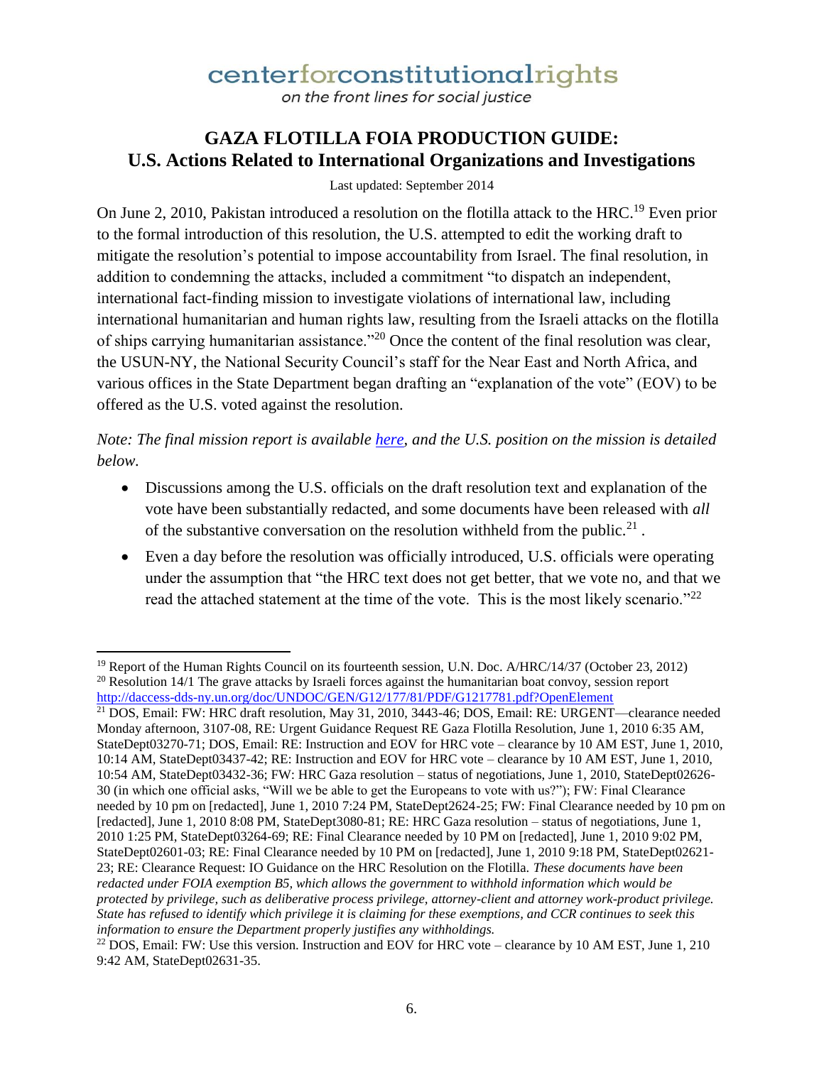# GAZA FLOTILLA FOIA PRODUCTION GUIDE: U.S. Actions Related to International Organizations and Investigations

Last updated: September 2014

On June 2, 2010, Pakistan introduced a resolution on the flotilla attack to the HRC.[19] Even prior to the formal introduction of this resolution, the U.S. attempted to edit the working draft to mitigate the resolution's potential to impose accountability from Israel. The final resolution, in addition to condemning the attacks, included a commitment "to dispatch an independent, international fact-finding mission to investigate violations of international law, including international humanitarian and human rights law, resulting from the Israeli attacks on the flotilla of ships carrying humanitarian assistance."[20] Once the content of the final resolution was clear, the USUN-NY, the National Security Council's staff for the Near East and North Africa, and various offices in the State Department began drafting an "explanation of the vote" (EOV) to be offered as the U.S. voted against the resolution.

*Note: The final mission report is available [here](), and the U.S. position on the mission is detailed below.*

- Discussions among the U.S. officials on the draft resolution text and explanation of the vote have been substantially redacted, and some documents have been released with *all* of the substantive conversation on the resolution withheld from the public.[21] .
- Even a day before the resolution was officially introduced, U.S. officials were operating under the assumption that "the HRC text does not get better, that we vote no, and that we read the attached statement at the time of the vote. This is the most likely scenario."[22]

---

[19] Report of the Human Rights Council on its fourteenth session, U.N. Doc. A/HRC/14/37 (October 23, 2012)

[20] Resolution 14/1 The grave attacks by Israeli forces against the humanitarian boat convoy, session report http://daccess-dds-ny.un.org/doc/UNDOC/GEN/G12/177/81/PDF/G1217781.pdf?OpenElement

[21] DOS, Email: FW: HRC draft resolution, May 31, 2010, 3443-46; DOS, Email: RE: URGENT—clearance needed Monday afternoon, 3107-08, RE: Urgent Guidance Request RE Gaza Flotilla Resolution, June 1, 2010 6:35 AM, StateDept03270-71; DOS, Email: RE: Instruction and EOV for HRC vote – clearance by 10 AM EST, June 1, 2010, 10:14 AM, StateDept03437-42; RE: Instruction and EOV for HRC vote – clearance by 10 AM EST, June 1, 2010, 10:54 AM, StateDept03432-36; FW: HRC Gaza resolution – status of negotiations, June 1, 2010, StateDept02626-30 (in which one official asks, "Will we be able to get the Europeans to vote with us?"); FW: Final Clearance needed by 10 pm on [redacted], June 1, 2010 7:24 PM, StateDept2624-25; FW: Final Clearance needed by 10 pm on [redacted], June 1, 2010 8:08 PM, StateDept3080-81; RE: HRC Gaza resolution – status of negotiations, June 1, 2010 1:25 PM, StateDept03264-69; RE: Final Clearance needed by 10 PM on [redacted], June 1, 2010 9:02 PM, StateDept02601-03; RE: Final Clearance needed by 10 PM on [redacted], June 1, 2010 9:18 PM, StateDept02621-23; RE: Clearance Request: IO Guidance on the HRC Resolution on the Flotilla. *These documents have been redacted under FOIA exemption B5, which allows the government to withhold information which would be protected by privilege, such as deliberative process privilege, attorney-client and attorney work-product privilege. State has refused to identify which privilege it is claiming for these exemptions, and CCR continues to seek this information to ensure the Department properly justifies any withholdings.*

[22] DOS, Email: FW: Use this version. Instruction and EOV for HRC vote – clearance by 10 AM EST, June 1, 210 9:42 AM, StateDept02631-35.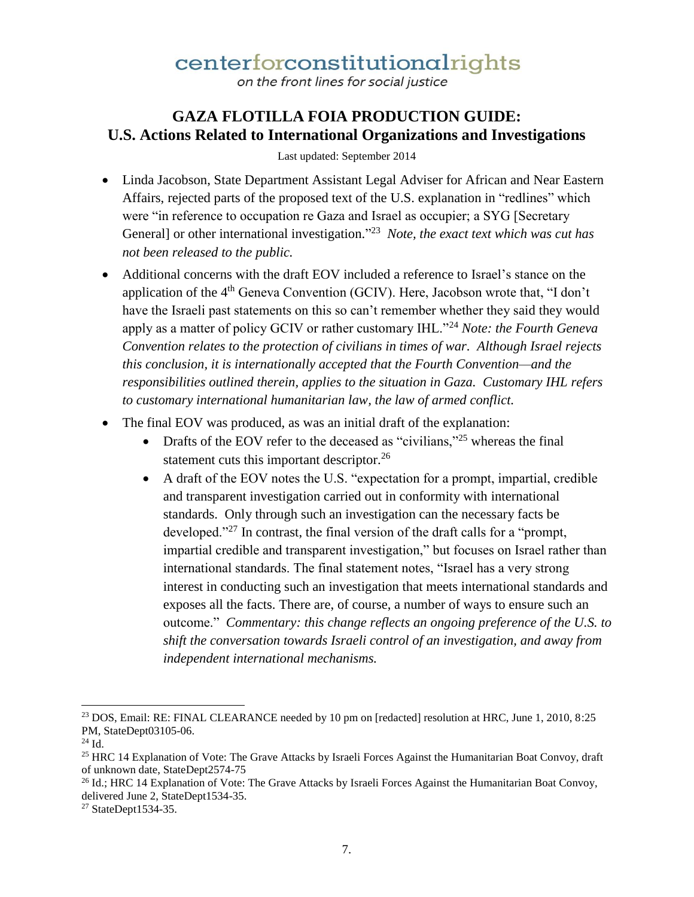# centerforconstitutionalrights

*on the front lines for social justice*

## GAZA FLOTILLA FOIA PRODUCTION GUIDE: U.S. Actions Related to International Organizations and Investigations

Last updated: September 2014

- Linda Jacobson, State Department Assistant Legal Adviser for African and Near Eastern Affairs, rejected parts of the proposed text of the U.S. explanation in "redlines" which were "in reference to occupation re Gaza and Israel as occupier; a SYG [Secretary General] or other international investigation."[23] *Note, the exact text which was cut has not been released to the public.*
- Additional concerns with the draft EOV included a reference to Israel's stance on the application of the 4th Geneva Convention (GCIV). Here, Jacobson wrote that, "I don't have the Israeli past statements on this so can't remember whether they said they would apply as a matter of policy GCIV or rather customary IHL."[24] *Note: the Fourth Geneva Convention relates to the protection of civilians in times of war. Although Israel rejects this conclusion, it is internationally accepted that the Fourth Convention—and the responsibilities outlined therein, applies to the situation in Gaza. Customary IHL refers to customary international humanitarian law, the law of armed conflict.*
- The final EOV was produced, as was an initial draft of the explanation:
  - Drafts of the EOV refer to the deceased as "civilians,"[25] whereas the final statement cuts this important descriptor.[26]
  - A draft of the EOV notes the U.S. "expectation for a prompt, impartial, credible and transparent investigation carried out in conformity with international standards. Only through such an investigation can the necessary facts be developed."[27] In contrast, the final version of the draft calls for a "prompt, impartial credible and transparent investigation," but focuses on Israel rather than international standards. The final statement notes, "Israel has a very strong interest in conducting such an investigation that meets international standards and exposes all the facts. There are, of course, a number of ways to ensure such an outcome." *Commentary: this change reflects an ongoing preference of the U.S. to shift the conversation towards Israeli control of an investigation, and away from independent international mechanisms.*

---

[23] DOS, Email: RE: FINAL CLEARANCE needed by 10 pm on [redacted] resolution at HRC, June 1, 2010, 8:25 PM, StateDept03105-06.

[24] Id.

[25] HRC 14 Explanation of Vote: The Grave Attacks by Israeli Forces Against the Humanitarian Boat Convoy, draft of unknown date, StateDept2574-75

[26] Id.; HRC 14 Explanation of Vote: The Grave Attacks by Israeli Forces Against the Humanitarian Boat Convoy, delivered June 2, StateDept1534-35.

[27] StateDept1534-35.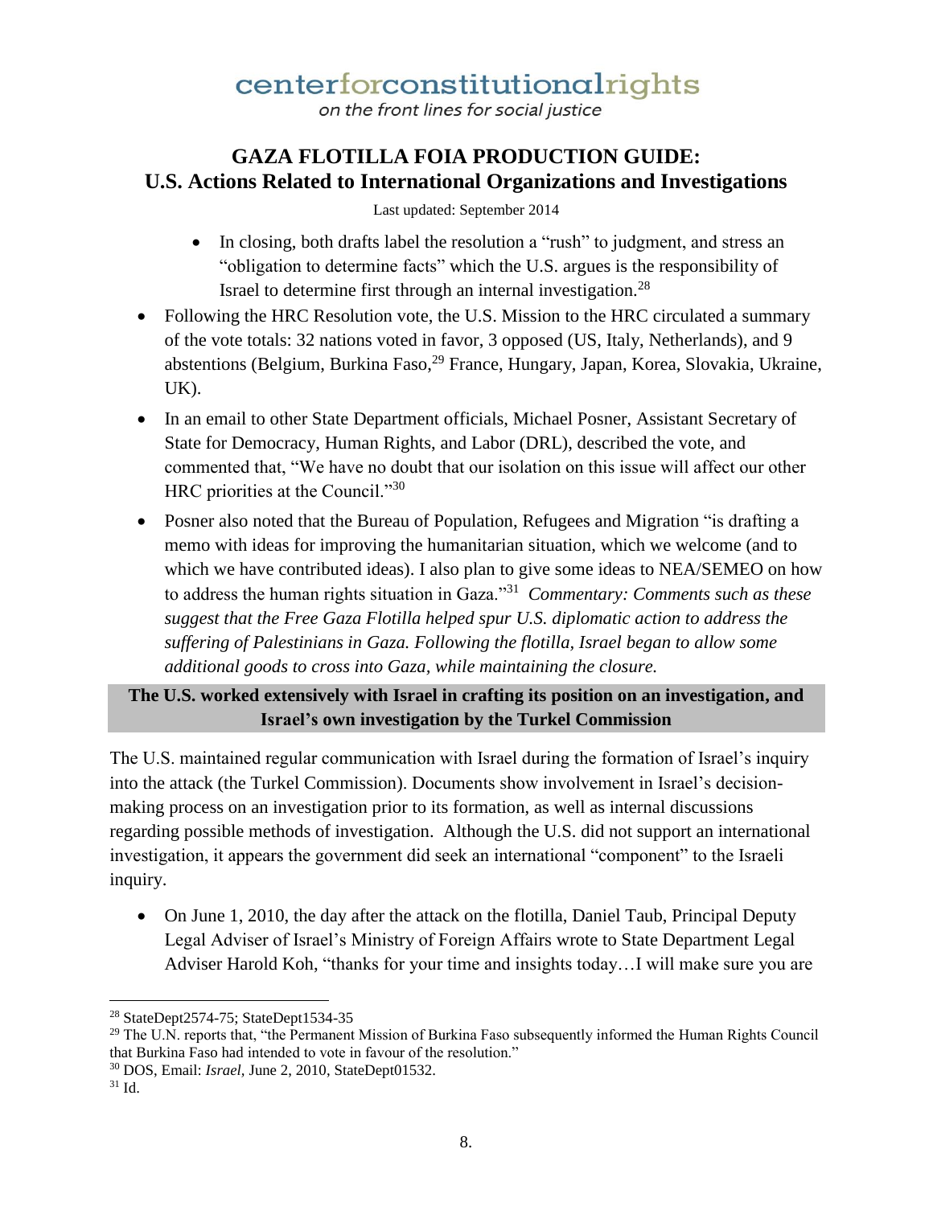- In closing, both drafts label the resolution a "rush" to judgment, and stress an "obligation to determine facts" which the U.S. argues is the responsibility of Israel to determine first through an internal investigation.[28]

- Following the HRC Resolution vote, the U.S. Mission to the HRC circulated a summary of the vote totals: 32 nations voted in favor, 3 opposed (US, Italy, Netherlands), and 9 abstentions (Belgium, Burkina Faso,[29] France, Hungary, Japan, Korea, Slovakia, Ukraine, UK).

- In an email to other State Department officials, Michael Posner, Assistant Secretary of State for Democracy, Human Rights, and Labor (DRL), described the vote, and commented that, "We have no doubt that our isolation on this issue will affect our other HRC priorities at the Council."[30]

- Posner also noted that the Bureau of Population, Refugees and Migration "is drafting a memo with ideas for improving the humanitarian situation, which we welcome (and to which we have contributed ideas). I also plan to give some ideas to NEA/SEMEO on how to address the human rights situation in Gaza."[31] *Commentary: Comments such as these suggest that the Free Gaza Flotilla helped spur U.S. diplomatic action to address the suffering of Palestinians in Gaza. Following the flotilla, Israel began to allow some additional goods to cross into Gaza, while maintaining the closure.*

**The U.S. worked extensively with Israel in crafting its position on an investigation, and Israel's own investigation by the Turkel Commission**

The U.S. maintained regular communication with Israel during the formation of Israel's inquiry into the attack (the Turkel Commission). Documents show involvement in Israel's decision-making process on an investigation prior to its formation, as well as internal discussions regarding possible methods of investigation. Although the U.S. did not support an international investigation, it appears the government did seek an international "component" to the Israeli inquiry.

- On June 1, 2010, the day after the attack on the flotilla, Daniel Taub, Principal Deputy Legal Adviser of Israel's Ministry of Foreign Affairs wrote to State Department Legal Adviser Harold Koh, "thanks for your time and insights today…I will make sure you are

---

[28] StateDept2574-75; StateDept1534-35

[29] The U.N. reports that, "the Permanent Mission of Burkina Faso subsequently informed the Human Rights Council that Burkina Faso had intended to vote in favour of the resolution."

[30] DOS, Email: *Israel*, June 2, 2010, StateDept01532.

[31] Id.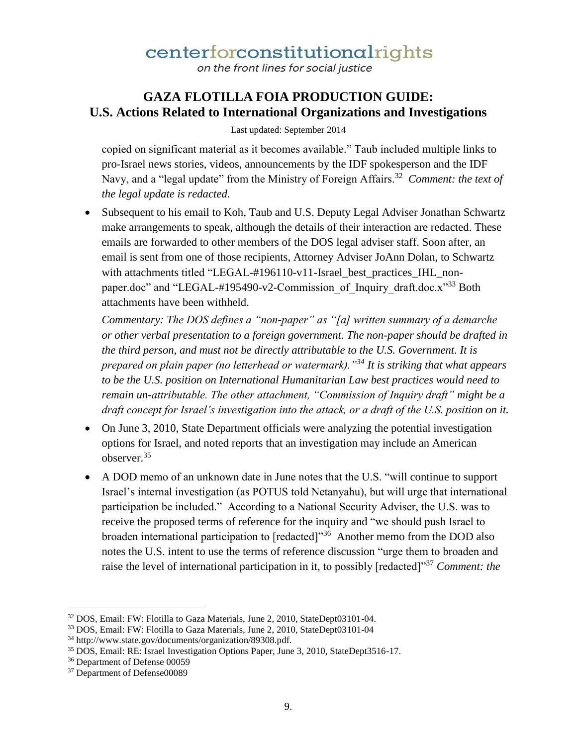copied on significant material as it becomes available." Taub included multiple links to pro-Israel news stories, videos, announcements by the IDF spokesperson and the IDF Navy, and a "legal update" from the Ministry of Foreign Affairs.[32] *Comment: the text of the legal update is redacted.*

- Subsequent to his email to Koh, Taub and U.S. Deputy Legal Adviser Jonathan Schwartz make arrangements to speak, although the details of their interaction are redacted. These emails are forwarded to other members of the DOS legal adviser staff. Soon after, an email is sent from one of those recipients, Attorney Adviser JoAnn Dolan, to Schwartz with attachments titled "LEGAL-#196110-v11-Israel_best_practices_IHL_non-paper.doc" and "LEGAL-#195490-v2-Commission_of_Inquiry_draft.doc.x"[33] Both attachments have been withheld.

  *Commentary: The DOS defines a "non-paper" as "[a] written summary of a demarche or other verbal presentation to a foreign government. The non-paper should be drafted in the third person, and must not be directly attributable to the U.S. Government. It is prepared on plain paper (no letterhead or watermark)."[34] It is striking that what appears to be the U.S. position on International Humanitarian Law best practices would need to remain un-attributable. The other attachment, "Commission of Inquiry draft" might be a draft concept for Israel's investigation into the attack, or a draft of the U.S. position on it.*

- On June 3, 2010, State Department officials were analyzing the potential investigation options for Israel, and noted reports that an investigation may include an American observer.[35]

- A DOD memo of an unknown date in June notes that the U.S. "will continue to support Israel's internal investigation (as POTUS told Netanyahu), but will urge that international participation be included." According to a National Security Adviser, the U.S. was to receive the proposed terms of reference for the inquiry and "we should push Israel to broaden international participation to [redacted]"[36] Another memo from the DOD also notes the U.S. intent to use the terms of reference discussion "urge them to broaden and raise the level of international participation in it, to possibly [redacted]"[37] *Comment: the*

---

[32] DOS, Email: FW: Flotilla to Gaza Materials, June 2, 2010, StateDept03101-04.

[33] DOS, Email: FW: Flotilla to Gaza Materials, June 2, 2010, StateDept03101-04

[34] http://www.state.gov/documents/organization/89308.pdf.

[35] DOS, Email: RE: Israel Investigation Options Paper, June 3, 2010, StateDept3516-17.

[36] Department of Defense 00059

[37] Department of Defense00089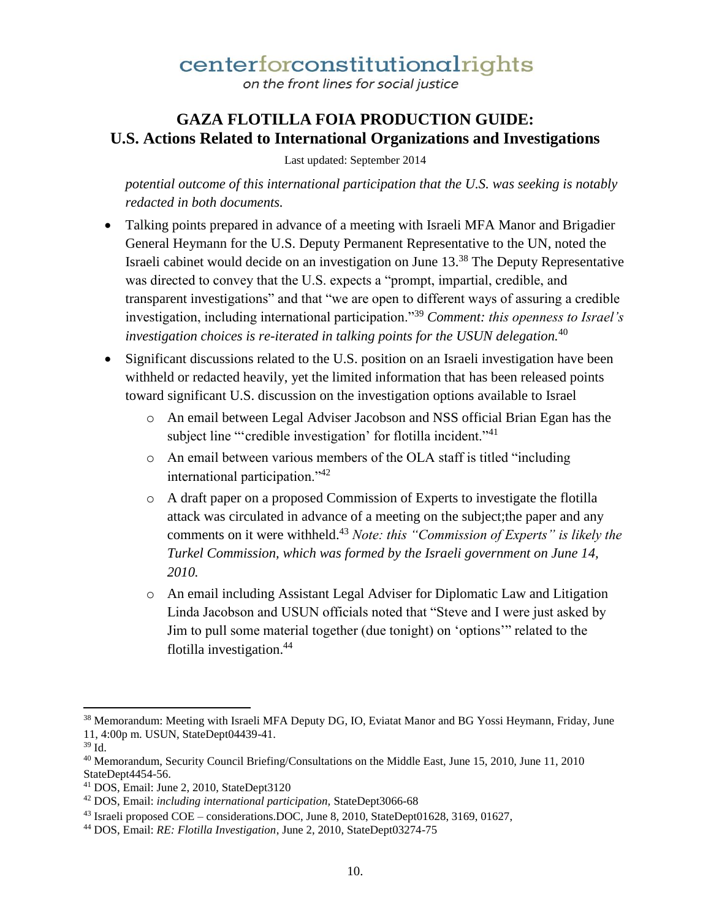*potential outcome of this international participation that the U.S. was seeking is notably redacted in both documents.*

- Talking points prepared in advance of a meeting with Israeli MFA Manor and Brigadier General Heymann for the U.S. Deputy Permanent Representative to the UN, noted the Israeli cabinet would decide on an investigation on June 13.[38] The Deputy Representative was directed to convey that the U.S. expects a "prompt, impartial, credible, and transparent investigations" and that "we are open to different ways of assuring a credible investigation, including international participation."[39] *Comment: this openness to Israel's investigation choices is re-iterated in talking points for the USUN delegation.*[40]
- Significant discussions related to the U.S. position on an Israeli investigation have been withheld or redacted heavily, yet the limited information that has been released points toward significant U.S. discussion on the investigation options available to Israel
  - An email between Legal Adviser Jacobson and NSS official Brian Egan has the subject line "'credible investigation' for flotilla incident."[41]
  - An email between various members of the OLA staff is titled "including international participation."[42]
  - A draft paper on a proposed Commission of Experts to investigate the flotilla attack was circulated in advance of a meeting on the subject;the paper and any comments on it were withheld.[43] *Note: this "Commission of Experts" is likely the Turkel Commission, which was formed by the Israeli government on June 14, 2010.*
  - An email including Assistant Legal Adviser for Diplomatic Law and Litigation Linda Jacobson and USUN officials noted that "Steve and I were just asked by Jim to pull some material together (due tonight) on 'options'" related to the flotilla investigation.[44]

---

[38] Memorandum: Meeting with Israeli MFA Deputy DG, IO, Eviatat Manor and BG Yossi Heymann, Friday, June 11, 4:00p m. USUN, StateDept04439-41.

[39] Id.

[40] Memorandum, Security Council Briefing/Consultations on the Middle East, June 15, 2010, June 11, 2010 StateDept4454-56.

[41] DOS, Email: June 2, 2010, StateDept3120

[42] DOS, Email: *including international participation,* StateDept3066-68

[43] Israeli proposed COE – considerations.DOC, June 8, 2010, StateDept01628, 3169, 01627,

[44] DOS, Email: *RE: Flotilla Investigation*, June 2, 2010, StateDept03274-75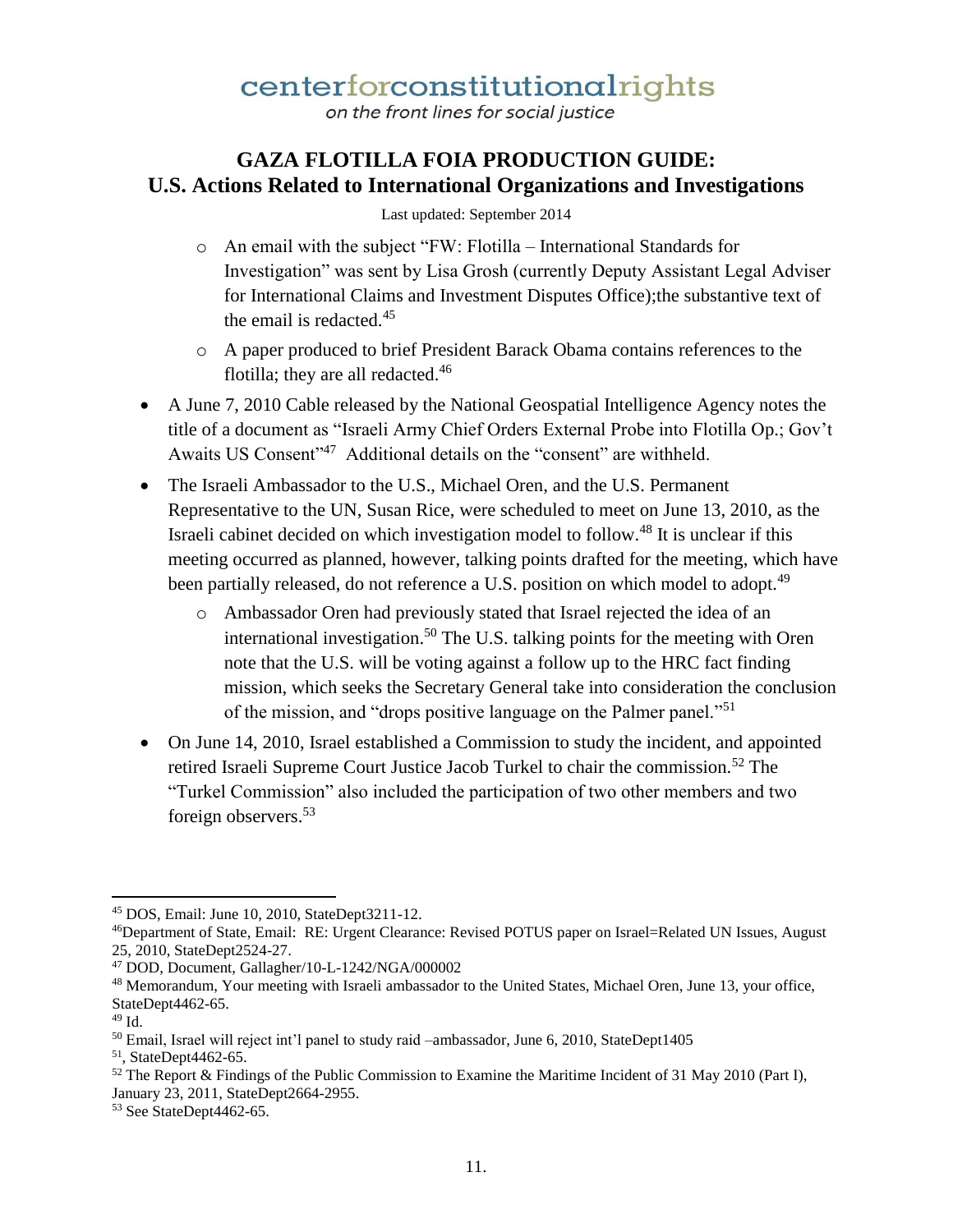- An email with the subject "FW: Flotilla – International Standards for Investigation" was sent by Lisa Grosh (currently Deputy Assistant Legal Adviser for International Claims and Investment Disputes Office);the substantive text of the email is redacted.[45]
  - A paper produced to brief President Barack Obama contains references to the flotilla; they are all redacted.[46]
- A June 7, 2010 Cable released by the National Geospatial Intelligence Agency notes the title of a document as "Israeli Army Chief Orders External Probe into Flotilla Op.; Gov't Awaits US Consent"[47] Additional details on the "consent" are withheld.
- The Israeli Ambassador to the U.S., Michael Oren, and the U.S. Permanent Representative to the UN, Susan Rice, were scheduled to meet on June 13, 2010, as the Israeli cabinet decided on which investigation model to follow.[48] It is unclear if this meeting occurred as planned, however, talking points drafted for the meeting, which have been partially released, do not reference a U.S. position on which model to adopt.[49]
  - Ambassador Oren had previously stated that Israel rejected the idea of an international investigation.[50] The U.S. talking points for the meeting with Oren note that the U.S. will be voting against a follow up to the HRC fact finding mission, which seeks the Secretary General take into consideration the conclusion of the mission, and "drops positive language on the Palmer panel."[51]
- On June 14, 2010, Israel established a Commission to study the incident, and appointed retired Israeli Supreme Court Justice Jacob Turkel to chair the commission.[52] The "Turkel Commission" also included the participation of two other members and two foreign observers.[53]

---

[45] DOS, Email: June 10, 2010, StateDept3211-12.

[46] Department of State, Email: RE: Urgent Clearance: Revised POTUS paper on Israel=Related UN Issues, August 25, 2010, StateDept2524-27.

[47] DOD, Document, Gallagher/10-L-1242/NGA/000002

[48] Memorandum, Your meeting with Israeli ambassador to the United States, Michael Oren, June 13, your office, StateDept4462-65.

[49] Id.

[50] Email, Israel will reject int'l panel to study raid –ambassador, June 6, 2010, StateDept1405

[51], StateDept4462-65.

[52] The Report & Findings of the Public Commission to Examine the Maritime Incident of 31 May 2010 (Part I), January 23, 2011, StateDept2664-2955.

[53] See StateDept4462-65.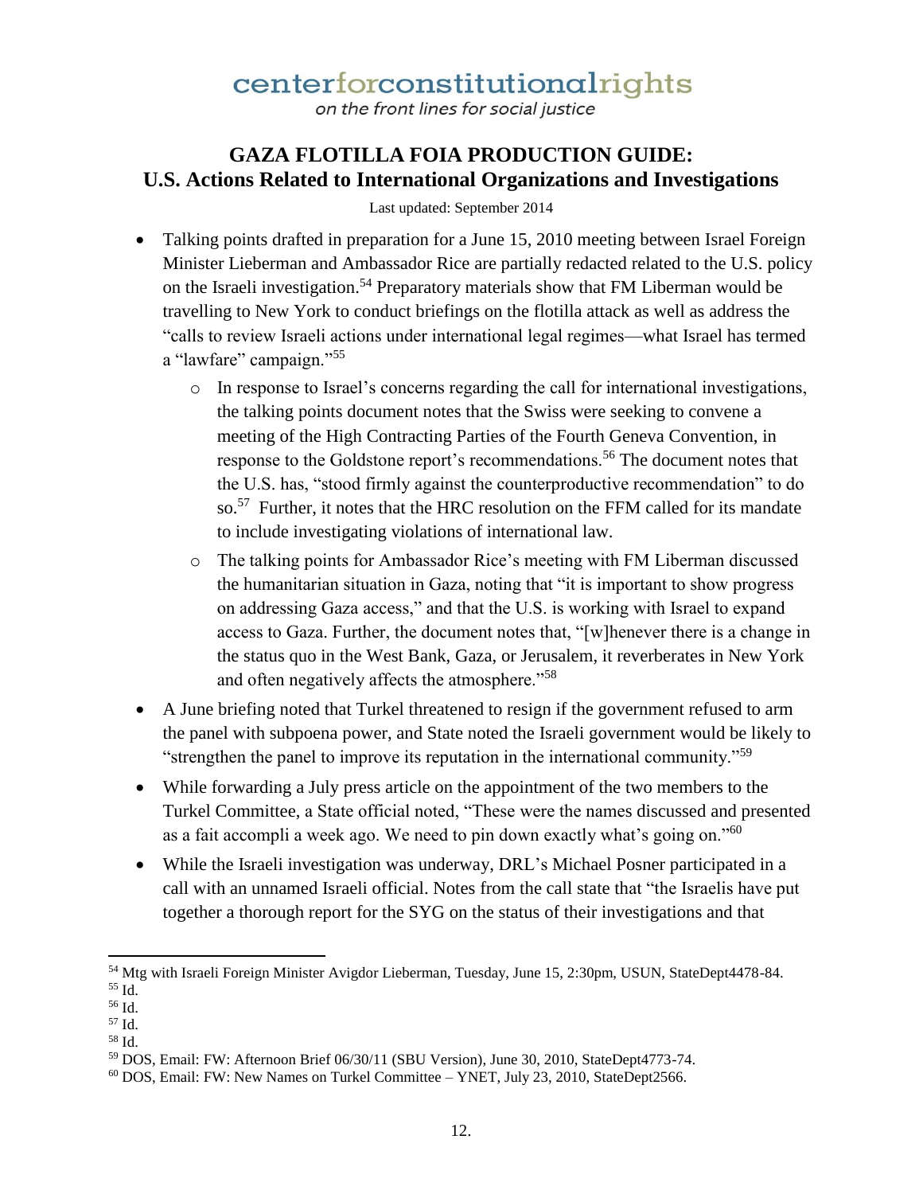# centerforconstitutionalrights

*on the front lines for social justice*

## GAZA FLOTILLA FOIA PRODUCTION GUIDE: U.S. Actions Related to International Organizations and Investigations

Last updated: September 2014

- Talking points drafted in preparation for a June 15, 2010 meeting between Israel Foreign Minister Lieberman and Ambassador Rice are partially redacted related to the U.S. policy on the Israeli investigation.[54] Preparatory materials show that FM Liberman would be travelling to New York to conduct briefings on the flotilla attack as well as address the "calls to review Israeli actions under international legal regimes—what Israel has termed a "lawfare" campaign."[55]
  - In response to Israel's concerns regarding the call for international investigations, the talking points document notes that the Swiss were seeking to convene a meeting of the High Contracting Parties of the Fourth Geneva Convention, in response to the Goldstone report's recommendations.[56] The document notes that the U.S. has, "stood firmly against the counterproductive recommendation" to do so.[57] Further, it notes that the HRC resolution on the FFM called for its mandate to include investigating violations of international law.
  - The talking points for Ambassador Rice's meeting with FM Liberman discussed the humanitarian situation in Gaza, noting that "it is important to show progress on addressing Gaza access," and that the U.S. is working with Israel to expand access to Gaza. Further, the document notes that, "[w]henever there is a change in the status quo in the West Bank, Gaza, or Jerusalem, it reverberates in New York and often negatively affects the atmosphere."[58]
- A June briefing noted that Turkel threatened to resign if the government refused to arm the panel with subpoena power, and State noted the Israeli government would be likely to "strengthen the panel to improve its reputation in the international community."[59]
- While forwarding a July press article on the appointment of the two members to the Turkel Committee, a State official noted, "These were the names discussed and presented as a fait accompli a week ago. We need to pin down exactly what's going on."[60]
- While the Israeli investigation was underway, DRL's Michael Posner participated in a call with an unnamed Israeli official. Notes from the call state that "the Israelis have put together a thorough report for the SYG on the status of their investigations and that

---

[54] Mtg with Israeli Foreign Minister Avigdor Lieberman, Tuesday, June 15, 2:30pm, USUN, StateDept4478-84.
[55] Id.
[56] Id.
[57] Id.
[58] Id.
[59] DOS, Email: FW: Afternoon Brief 06/30/11 (SBU Version), June 30, 2010, StateDept4773-74.
[60] DOS, Email: FW: New Names on Turkel Committee – YNET, July 23, 2010, StateDept2566.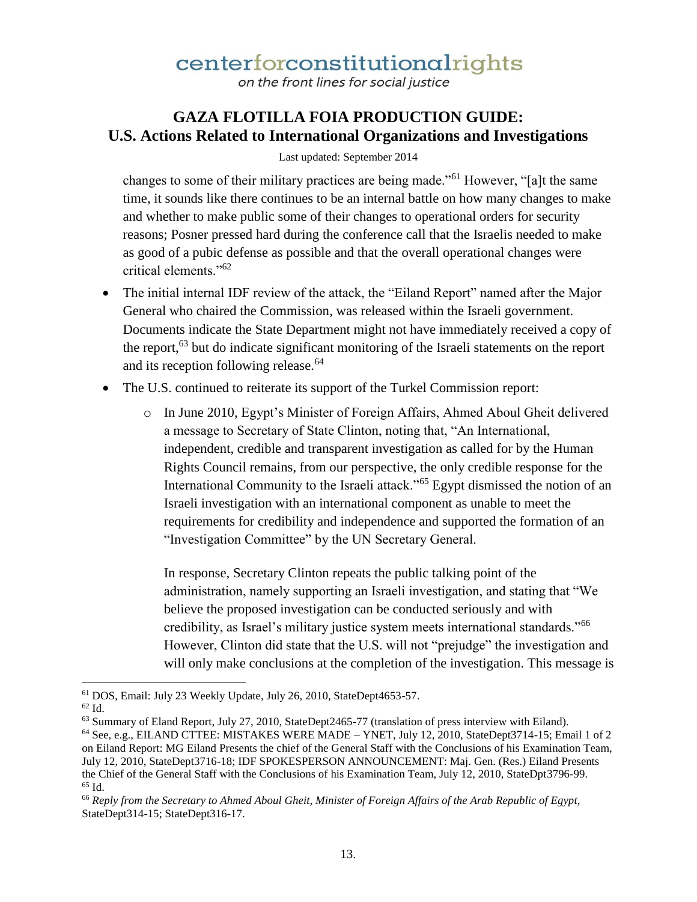changes to some of their military practices are being made."[61] However, "[a]t the same time, it sounds like there continues to be an internal battle on how many changes to make and whether to make public some of their changes to operational orders for security reasons; Posner pressed hard during the conference call that the Israelis needed to make as good of a pubic defense as possible and that the overall operational changes were critical elements."[62]

- The initial internal IDF review of the attack, the "Eiland Report" named after the Major General who chaired the Commission, was released within the Israeli government. Documents indicate the State Department might not have immediately received a copy of the report,[63] but do indicate significant monitoring of the Israeli statements on the report and its reception following release.[64]
- The U.S. continued to reiterate its support of the Turkel Commission report:
  - In June 2010, Egypt's Minister of Foreign Affairs, Ahmed Aboul Gheit delivered a message to Secretary of State Clinton, noting that, "An International, independent, credible and transparent investigation as called for by the Human Rights Council remains, from our perspective, the only credible response for the International Community to the Israeli attack."[65] Egypt dismissed the notion of an Israeli investigation with an international component as unable to meet the requirements for credibility and independence and supported the formation of an "Investigation Committee" by the UN Secretary General.

    In response, Secretary Clinton repeats the public talking point of the administration, namely supporting an Israeli investigation, and stating that "We believe the proposed investigation can be conducted seriously and with credibility, as Israel's military justice system meets international standards."[66] However, Clinton did state that the U.S. will not "prejudge" the investigation and will only make conclusions at the completion of the investigation. This message is

---

[61] DOS, Email: July 23 Weekly Update, July 26, 2010, StateDept4653-57.

[62] Id.

[63] Summary of Eland Report, July 27, 2010, StateDept2465-77 (translation of press interview with Eiland).

[64] See, e.g., EILAND CTTEE: MISTAKES WERE MADE – YNET, July 12, 2010, StateDept3714-15; Email 1 of 2 on Eiland Report: MG Eiland Presents the chief of the General Staff with the Conclusions of his Examination Team, July 12, 2010, StateDept3716-18; IDF SPOKESPERSON ANNOUNCEMENT: Maj. Gen. (Res.) Eiland Presents the Chief of the General Staff with the Conclusions of his Examination Team, July 12, 2010, StateDpt3796-99.

[65] Id.

[66] *Reply from the Secretary to Ahmed Aboul Gheit, Minister of Foreign Affairs of the Arab Republic of Egypt*, StateDept314-15; StateDept316-17.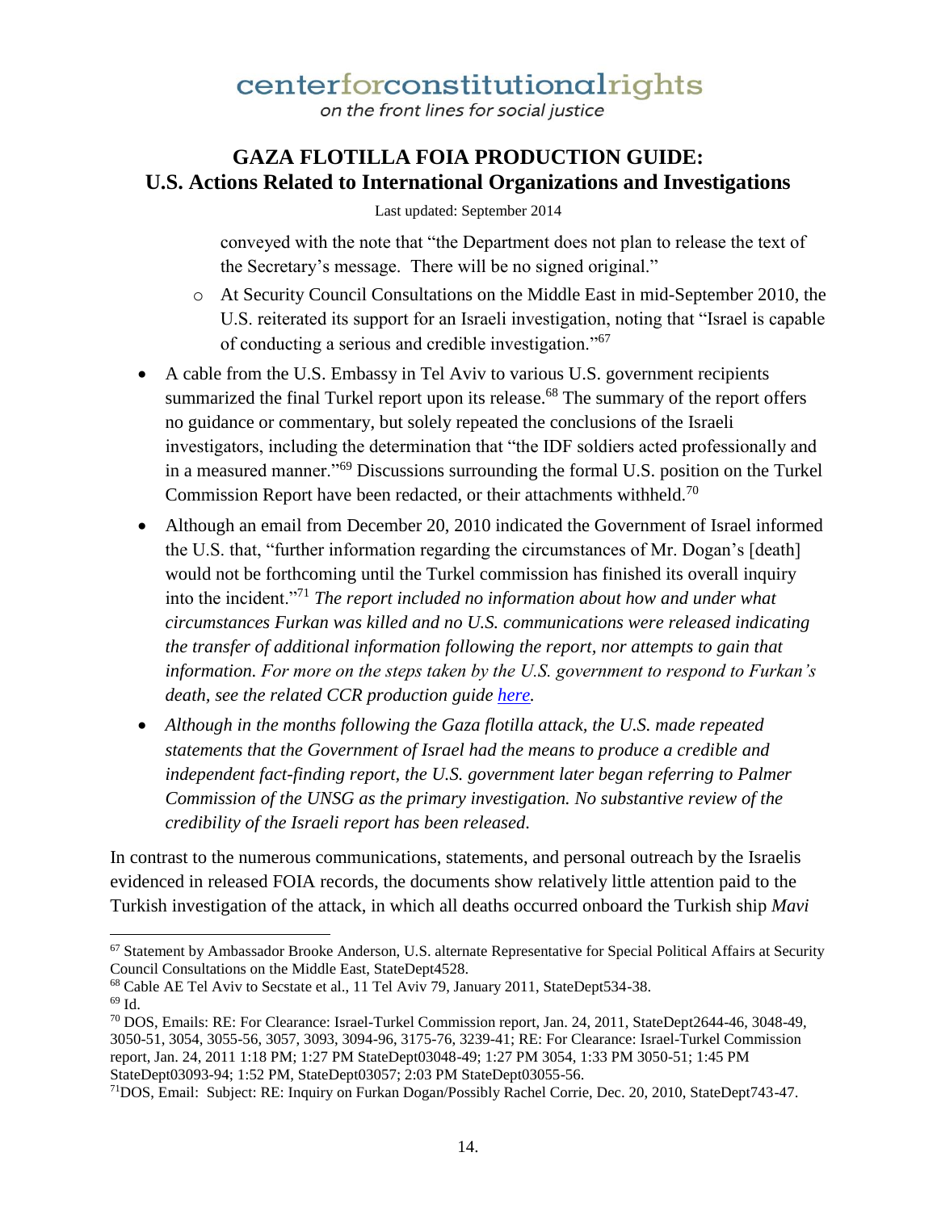conveyed with the note that "the Department does not plan to release the text of the Secretary's message. There will be no signed original."

  - At Security Council Consultations on the Middle East in mid-September 2010, the U.S. reiterated its support for an Israeli investigation, noting that "Israel is capable of conducting a serious and credible investigation."[67]

- A cable from the U.S. Embassy in Tel Aviv to various U.S. government recipients summarized the final Turkel report upon its release.[68] The summary of the report offers no guidance or commentary, but solely repeated the conclusions of the Israeli investigators, including the determination that "the IDF soldiers acted professionally and in a measured manner."[69] Discussions surrounding the formal U.S. position on the Turkel Commission Report have been redacted, or their attachments withheld.[70]
- Although an email from December 20, 2010 indicated the Government of Israel informed the U.S. that, "further information regarding the circumstances of Mr. Dogan's [death] would not be forthcoming until the Turkel commission has finished its overall inquiry into the incident."[71] *The report included no information about how and under what circumstances Furkan was killed and no U.S. communications were released indicating the transfer of additional information following the report, nor attempts to gain that information. For more on the steps taken by the U.S. government to respond to Furkan's death, see the related CCR production guide [here](#).*
- *Although in the months following the Gaza flotilla attack, the U.S. made repeated statements that the Government of Israel had the means to produce a credible and independent fact-finding report, the U.S. government later began referring to Palmer Commission of the UNSG as the primary investigation. No substantive review of the credibility of the Israeli report has been released.*

In contrast to the numerous communications, statements, and personal outreach by the Israelis evidenced in released FOIA records, the documents show relatively little attention paid to the Turkish investigation of the attack, in which all deaths occurred onboard the Turkish ship *Mavi*

---

[67] Statement by Ambassador Brooke Anderson, U.S. alternate Representative for Special Political Affairs at Security Council Consultations on the Middle East, StateDept4528.

[68] Cable AE Tel Aviv to Secstate et al., 11 Tel Aviv 79, January 2011, StateDept534-38.

[69] Id.

[70] DOS, Emails: RE: For Clearance: Israel-Turkel Commission report, Jan. 24, 2011, StateDept2644-46, 3048-49, 3050-51, 3054, 3055-56, 3057, 3093, 3094-96, 3175-76, 3239-41; RE: For Clearance: Israel-Turkel Commission report, Jan. 24, 2011 1:18 PM; 1:27 PM StateDept03048-49; 1:27 PM 3054, 1:33 PM 3050-51; 1:45 PM StateDept03093-94; 1:52 PM, StateDept03057; 2:03 PM StateDept03055-56.

[71] DOS, Email: Subject: RE: Inquiry on Furkan Dogan/Possibly Rachel Corrie, Dec. 20, 2010, StateDept743-47.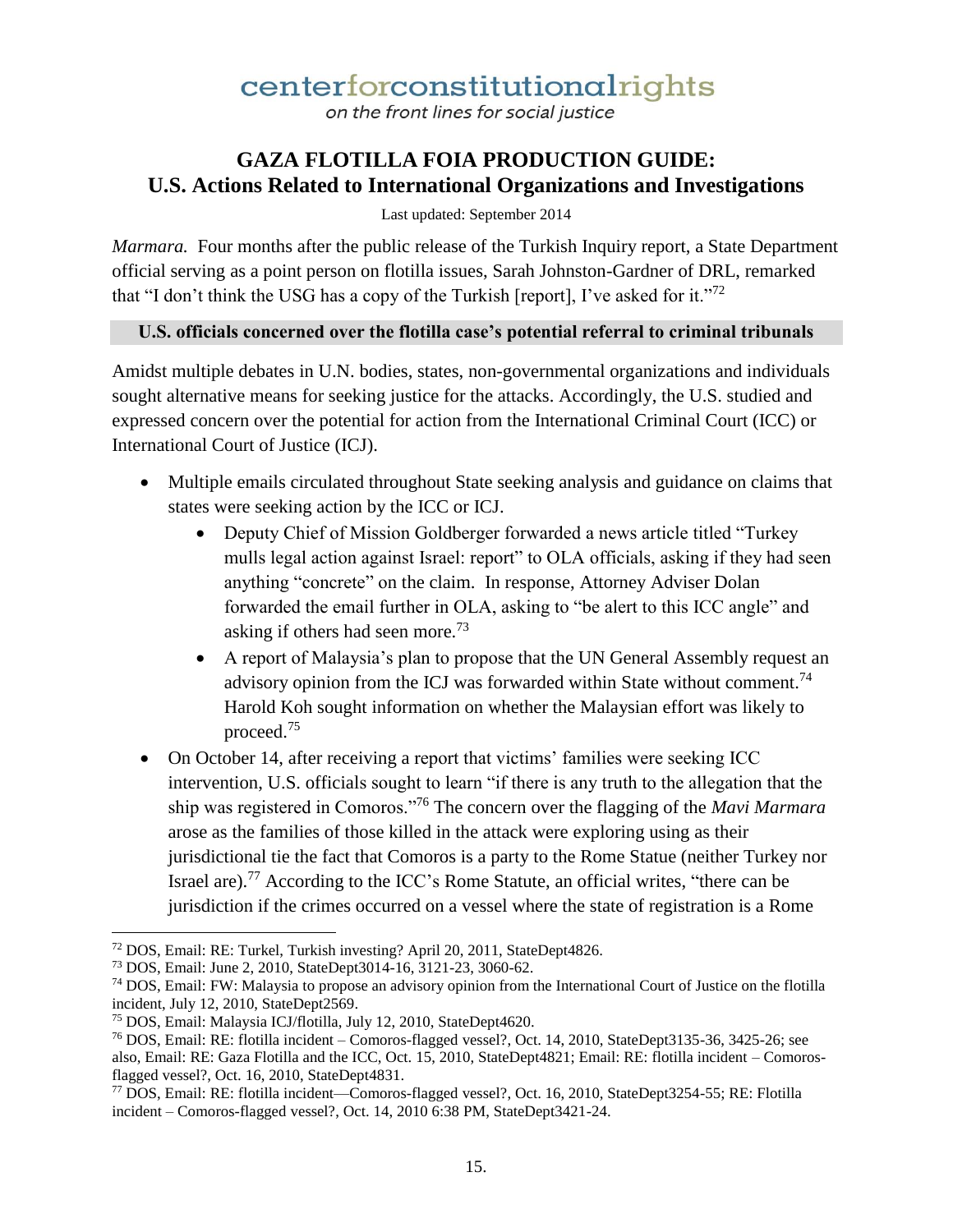*Marmara.* Four months after the public release of the Turkish Inquiry report, a State Department official serving as a point person on flotilla issues, Sarah Johnston-Gardner of DRL, remarked that "I don't think the USG has a copy of the Turkish [report], I've asked for it."[72]

## U.S. officials concerned over the flotilla case's potential referral to criminal tribunals

Amidst multiple debates in U.N. bodies, states, non-governmental organizations and individuals sought alternative means for seeking justice for the attacks. Accordingly, the U.S. studied and expressed concern over the potential for action from the International Criminal Court (ICC) or International Court of Justice (ICJ).

- Multiple emails circulated throughout State seeking analysis and guidance on claims that states were seeking action by the ICC or ICJ.
  - Deputy Chief of Mission Goldberger forwarded a news article titled "Turkey mulls legal action against Israel: report" to OLA officials, asking if they had seen anything "concrete" on the claim. In response, Attorney Adviser Dolan forwarded the email further in OLA, asking to "be alert to this ICC angle" and asking if others had seen more.[73]
  - A report of Malaysia's plan to propose that the UN General Assembly request an advisory opinion from the ICJ was forwarded within State without comment.[74] Harold Koh sought information on whether the Malaysian effort was likely to proceed.[75]
- On October 14, after receiving a report that victims' families were seeking ICC intervention, U.S. officials sought to learn "if there is any truth to the allegation that the ship was registered in Comoros."[76] The concern over the flagging of the *Mavi Marmara* arose as the families of those killed in the attack were exploring using as their jurisdictional tie the fact that Comoros is a party to the Rome Statue (neither Turkey nor Israel are).[77] According to the ICC's Rome Statute, an official writes, "there can be jurisdiction if the crimes occurred on a vessel where the state of registration is a Rome

---

[72] DOS, Email: RE: Turkel, Turkish investing? April 20, 2011, StateDept4826.

[73] DOS, Email: June 2, 2010, StateDept3014-16, 3121-23, 3060-62.

[74] DOS, Email: FW: Malaysia to propose an advisory opinion from the International Court of Justice on the flotilla incident, July 12, 2010, StateDept2569.

[75] DOS, Email: Malaysia ICJ/flotilla, July 12, 2010, StateDept4620.

[76] DOS, Email: RE: flotilla incident – Comoros-flagged vessel?, Oct. 14, 2010, StateDept3135-36, 3425-26; see also, Email: RE: Gaza Flotilla and the ICC, Oct. 15, 2010, StateDept4821; Email: RE: flotilla incident – Comoros-flagged vessel?, Oct. 16, 2010, StateDept4831.

[77] DOS, Email: RE: flotilla incident—Comoros-flagged vessel?, Oct. 16, 2010, StateDept3254-55; RE: Flotilla incident – Comoros-flagged vessel?, Oct. 14, 2010 6:38 PM, StateDept3421-24.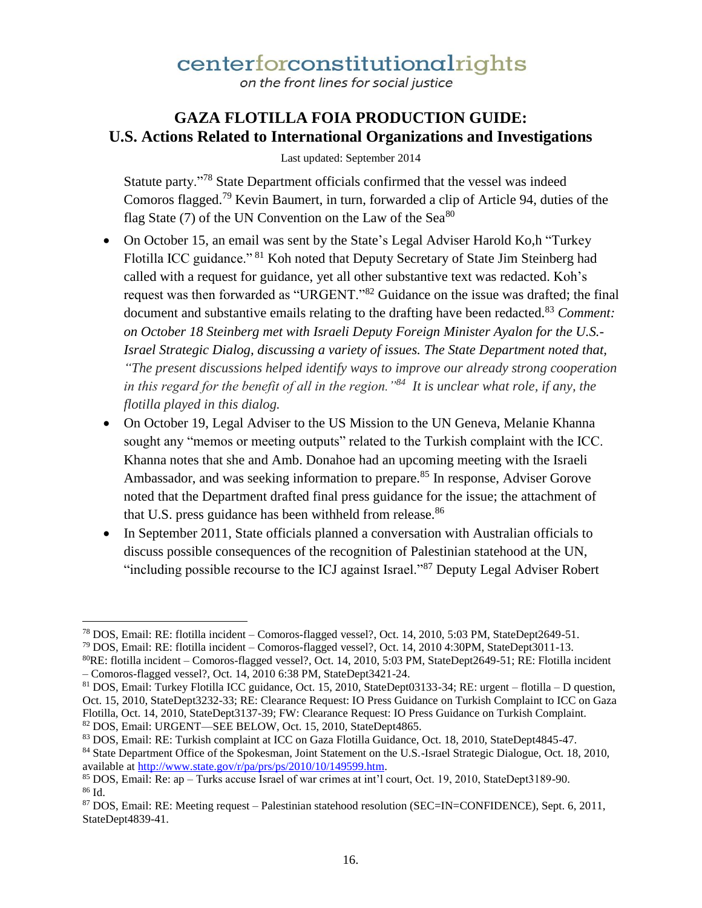Statute party."[78] State Department officials confirmed that the vessel was indeed Comoros flagged.[79] Kevin Baumert, in turn, forwarded a clip of Article 94, duties of the flag State (7) of the UN Convention on the Law of the Sea[80]

- On October 15, an email was sent by the State's Legal Adviser Harold Ko,h "Turkey Flotilla ICC guidance." [81] Koh noted that Deputy Secretary of State Jim Steinberg had called with a request for guidance, yet all other substantive text was redacted. Koh's request was then forwarded as "URGENT."[82] Guidance on the issue was drafted; the final document and substantive emails relating to the drafting have been redacted.[83] *Comment: on October 18 Steinberg met with Israeli Deputy Foreign Minister Ayalon for the U.S.-Israel Strategic Dialog, discussing a variety of issues. The State Department noted that, "The present discussions helped identify ways to improve our already strong cooperation in this regard for the benefit of all in the region."[84] It is unclear what role, if any, the flotilla played in this dialog.*
- On October 19, Legal Adviser to the US Mission to the UN Geneva, Melanie Khanna sought any "memos or meeting outputs" related to the Turkish complaint with the ICC. Khanna notes that she and Amb. Donahoe had an upcoming meeting with the Israeli Ambassador, and was seeking information to prepare.[85] In response, Adviser Gorove noted that the Department drafted final press guidance for the issue; the attachment of that U.S. press guidance has been withheld from release.[86]
- In September 2011, State officials planned a conversation with Australian officials to discuss possible consequences of the recognition of Palestinian statehood at the UN, "including possible recourse to the ICJ against Israel."[87] Deputy Legal Adviser Robert

---

[78] DOS, Email: RE: flotilla incident – Comoros-flagged vessel?, Oct. 14, 2010, 5:03 PM, StateDept2649-51.

[79] DOS, Email: RE: flotilla incident – Comoros-flagged vessel?, Oct. 14, 2010 4:30PM, StateDept3011-13.

[80] RE: flotilla incident – Comoros-flagged vessel?, Oct. 14, 2010, 5:03 PM, StateDept2649-51; RE: Flotilla incident – Comoros-flagged vessel?, Oct. 14, 2010 6:38 PM, StateDept3421-24.

[81] DOS, Email: Turkey Flotilla ICC guidance, Oct. 15, 2010, StateDept03133-34; RE: urgent – flotilla – D question, Oct. 15, 2010, StateDept3232-33; RE: Clearance Request: IO Press Guidance on Turkish Complaint to ICC on Gaza Flotilla, Oct. 14, 2010, StateDept3137-39; FW: Clearance Request: IO Press Guidance on Turkish Complaint.

[82] DOS, Email: URGENT—SEE BELOW, Oct. 15, 2010, StateDept4865.

[83] DOS, Email: RE: Turkish complaint at ICC on Gaza Flotilla Guidance, Oct. 18, 2010, StateDept4845-47.

[84] State Department Office of the Spokesman, Joint Statement on the U.S.-Israel Strategic Dialogue, Oct. 18, 2010, available at http://www.state.gov/r/pa/prs/ps/2010/10/149599.htm.

[85] DOS, Email: Re: ap – Turks accuse Israel of war crimes at int'l court, Oct. 19, 2010, StateDept3189-90.

[86] Id.

[87] DOS, Email: RE: Meeting request – Palestinian statehood resolution (SEC=IN=CONFIDENCE), Sept. 6, 2011, StateDept4839-41.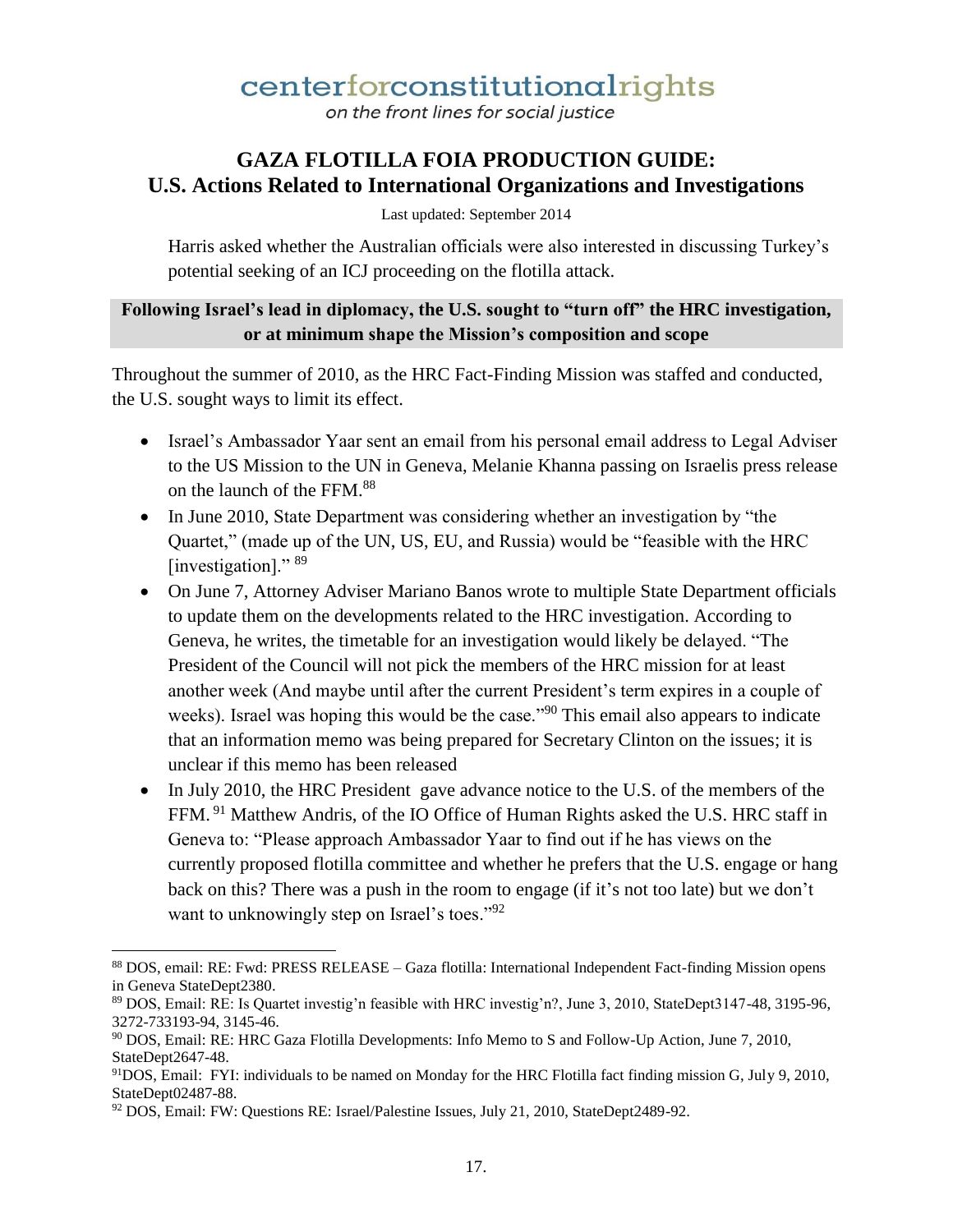Harris asked whether the Australian officials were also interested in discussing Turkey's potential seeking of an ICJ proceeding on the flotilla attack.

**Following Israel's lead in diplomacy, the U.S. sought to "turn off" the HRC investigation, or at minimum shape the Mission's composition and scope**

Throughout the summer of 2010, as the HRC Fact-Finding Mission was staffed and conducted, the U.S. sought ways to limit its effect.

- Israel's Ambassador Yaar sent an email from his personal email address to Legal Adviser to the US Mission to the UN in Geneva, Melanie Khanna passing on Israelis press release on the launch of the FFM.[88]
- In June 2010, State Department was considering whether an investigation by "the Quartet," (made up of the UN, US, EU, and Russia) would be "feasible with the HRC [investigation]." [89]
- On June 7, Attorney Adviser Mariano Banos wrote to multiple State Department officials to update them on the developments related to the HRC investigation. According to Geneva, he writes, the timetable for an investigation would likely be delayed. "The President of the Council will not pick the members of the HRC mission for at least another week (And maybe until after the current President's term expires in a couple of weeks). Israel was hoping this would be the case."[90] This email also appears to indicate that an information memo was being prepared for Secretary Clinton on the issues; it is unclear if this memo has been released
- In July 2010, the HRC President gave advance notice to the U.S. of the members of the FFM. [91] Matthew Andris, of the IO Office of Human Rights asked the U.S. HRC staff in Geneva to: "Please approach Ambassador Yaar to find out if he has views on the currently proposed flotilla committee and whether he prefers that the U.S. engage or hang back on this? There was a push in the room to engage (if it's not too late) but we don't want to unknowingly step on Israel's toes."[92]

---

[88] DOS, email: RE: Fwd: PRESS RELEASE – Gaza flotilla: International Independent Fact-finding Mission opens in Geneva StateDept2380.

[89] DOS, Email: RE: Is Quartet investig'n feasible with HRC investig'n?, June 3, 2010, StateDept3147-48, 3195-96, 3272-733193-94, 3145-46.

[90] DOS, Email: RE: HRC Gaza Flotilla Developments: Info Memo to S and Follow-Up Action, June 7, 2010, StateDept2647-48.

[91] DOS, Email: FYI: individuals to be named on Monday for the HRC Flotilla fact finding mission G, July 9, 2010, StateDept02487-88.

[92] DOS, Email: FW: Questions RE: Israel/Palestine Issues, July 21, 2010, StateDept2489-92.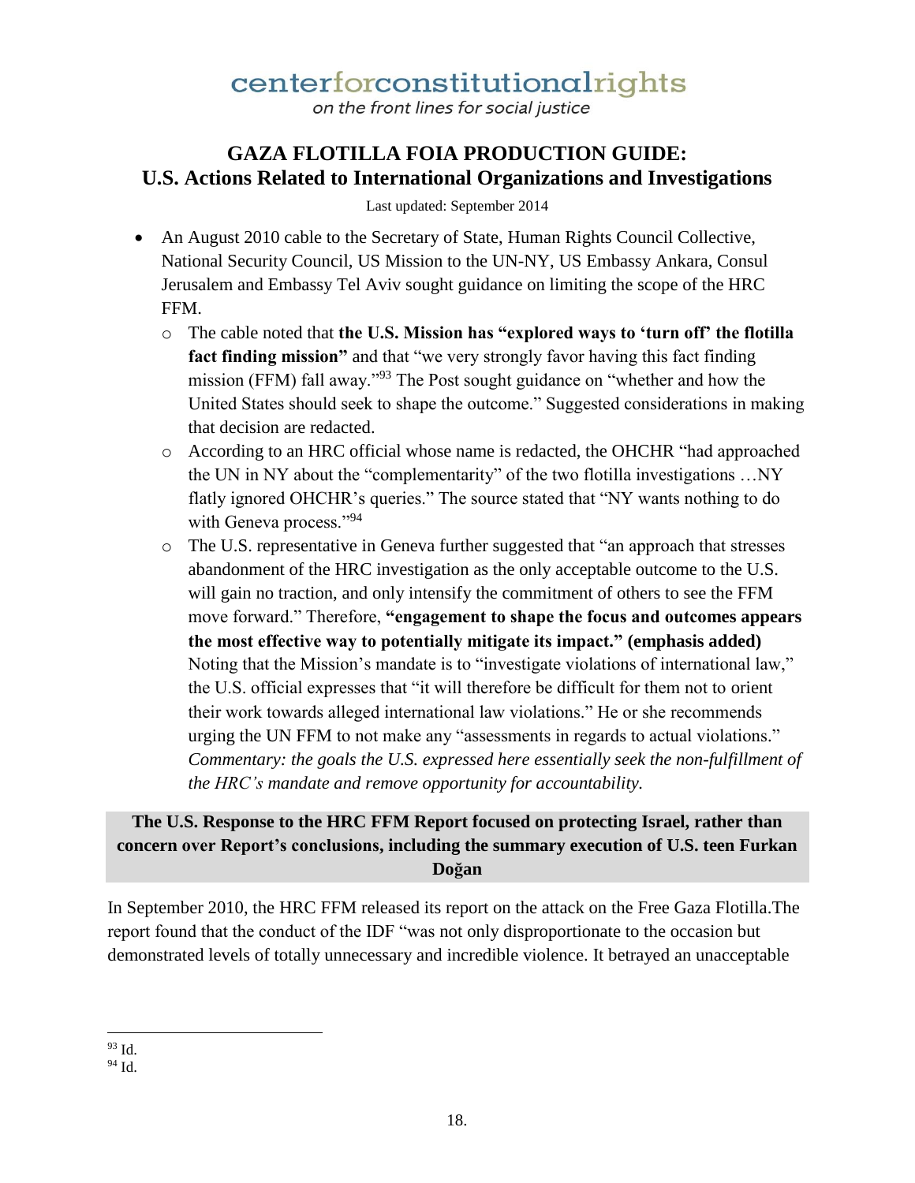centerforconstitutionalrights
*on the front lines for social justice*

## GAZA FLOTILLA FOIA PRODUCTION GUIDE: U.S. Actions Related to International Organizations and Investigations

Last updated: September 2014

- An August 2010 cable to the Secretary of State, Human Rights Council Collective, National Security Council, US Mission to the UN-NY, US Embassy Ankara, Consul Jerusalem and Embassy Tel Aviv sought guidance on limiting the scope of the HRC FFM.
  - The cable noted that **the U.S. Mission has "explored ways to 'turn off' the flotilla fact finding mission"** and that "we very strongly favor having this fact finding mission (FFM) fall away."[93] The Post sought guidance on "whether and how the United States should seek to shape the outcome." Suggested considerations in making that decision are redacted.
  - According to an HRC official whose name is redacted, the OHCHR "had approached the UN in NY about the "complementarity" of the two flotilla investigations …NY flatly ignored OHCHR's queries." The source stated that "NY wants nothing to do with Geneva process."[94]
  - The U.S. representative in Geneva further suggested that "an approach that stresses abandonment of the HRC investigation as the only acceptable outcome to the U.S. will gain no traction, and only intensify the commitment of others to see the FFM move forward." Therefore, **"engagement to shape the focus and outcomes appears the most effective way to potentially mitigate its impact." (emphasis added)** Noting that the Mission's mandate is to "investigate violations of international law," the U.S. official expresses that "it will therefore be difficult for them not to orient their work towards alleged international law violations." He or she recommends urging the UN FFM to not make any "assessments in regards to actual violations." *Commentary: the goals the U.S. expressed here essentially seek the non-fulfillment of the HRC's mandate and remove opportunity for accountability.*

### The U.S. Response to the HRC FFM Report focused on protecting Israel, rather than concern over Report's conclusions, including the summary execution of U.S. teen Furkan Doğan

In September 2010, the HRC FFM released its report on the attack on the Free Gaza Flotilla.The report found that the conduct of the IDF "was not only disproportionate to the occasion but demonstrated levels of totally unnecessary and incredible violence. It betrayed an unacceptable

---

[93] Id.

[94] Id.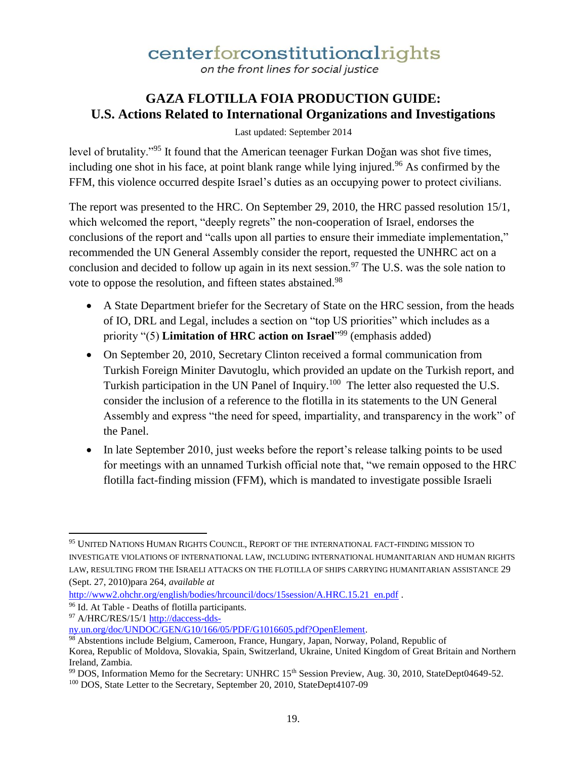level of brutality."[95] It found that the American teenager Furkan Doğan was shot five times, including one shot in his face, at point blank range while lying injured.[96] As confirmed by the FFM, this violence occurred despite Israel's duties as an occupying power to protect civilians.

The report was presented to the HRC. On September 29, 2010, the HRC passed resolution 15/1, which welcomed the report, "deeply regrets" the non-cooperation of Israel, endorses the conclusions of the report and "calls upon all parties to ensure their immediate implementation," recommended the UN General Assembly consider the report, requested the UNHRC act on a conclusion and decided to follow up again in its next session.[97] The U.S. was the sole nation to vote to oppose the resolution, and fifteen states abstained.[98]

- A State Department briefer for the Secretary of State on the HRC session, from the heads of IO, DRL and Legal, includes a section on "top US priorities" which includes as a priority "(5) **Limitation of HRC action on Israel**"[99] (emphasis added)
- On September 20, 2010, Secretary Clinton received a formal communication from Turkish Foreign Miniter Davutoglu, which provided an update on the Turkish report, and Turkish participation in the UN Panel of Inquiry.[100] The letter also requested the U.S. consider the inclusion of a reference to the flotilla in its statements to the UN General Assembly and express "the need for speed, impartiality, and transparency in the work" of the Panel.
- In late September 2010, just weeks before the report's release talking points to be used for meetings with an unnamed Turkish official note that, "we remain opposed to the HRC flotilla fact-finding mission (FFM), which is mandated to investigate possible Israeli

---

[95] United Nations Human Rights Council, Report of the International Fact-Finding Mission to Investigate Violations of International Law, Including International Humanitarian and Human Rights Law, Resulting from the Israeli Attacks on the Flotilla of Ships Carrying Humanitarian Assistance 29 (Sept. 27, 2010)para 264, *available at* http://www2.ohchr.org/english/bodies/hrcouncil/docs/15session/A.HRC.15.21_en.pdf .

[96] Id. At Table - Deaths of flotilla participants.

[97] A/HRC/RES/15/1 http://daccess-dds-ny.un.org/doc/UNDOC/GEN/G10/166/05/PDF/G1016605.pdf?OpenElement.

[98] Abstentions include Belgium, Cameroon, France, Hungary, Japan, Norway, Poland, Republic of Korea, Republic of Moldova, Slovakia, Spain, Switzerland, Ukraine, United Kingdom of Great Britain and Northern Ireland, Zambia.

[99] DOS, Information Memo for the Secretary: UNHRC 15th Session Preview, Aug. 30, 2010, StateDept04649-52.

[100] DOS, State Letter to the Secretary, September 20, 2010, StateDept4107-09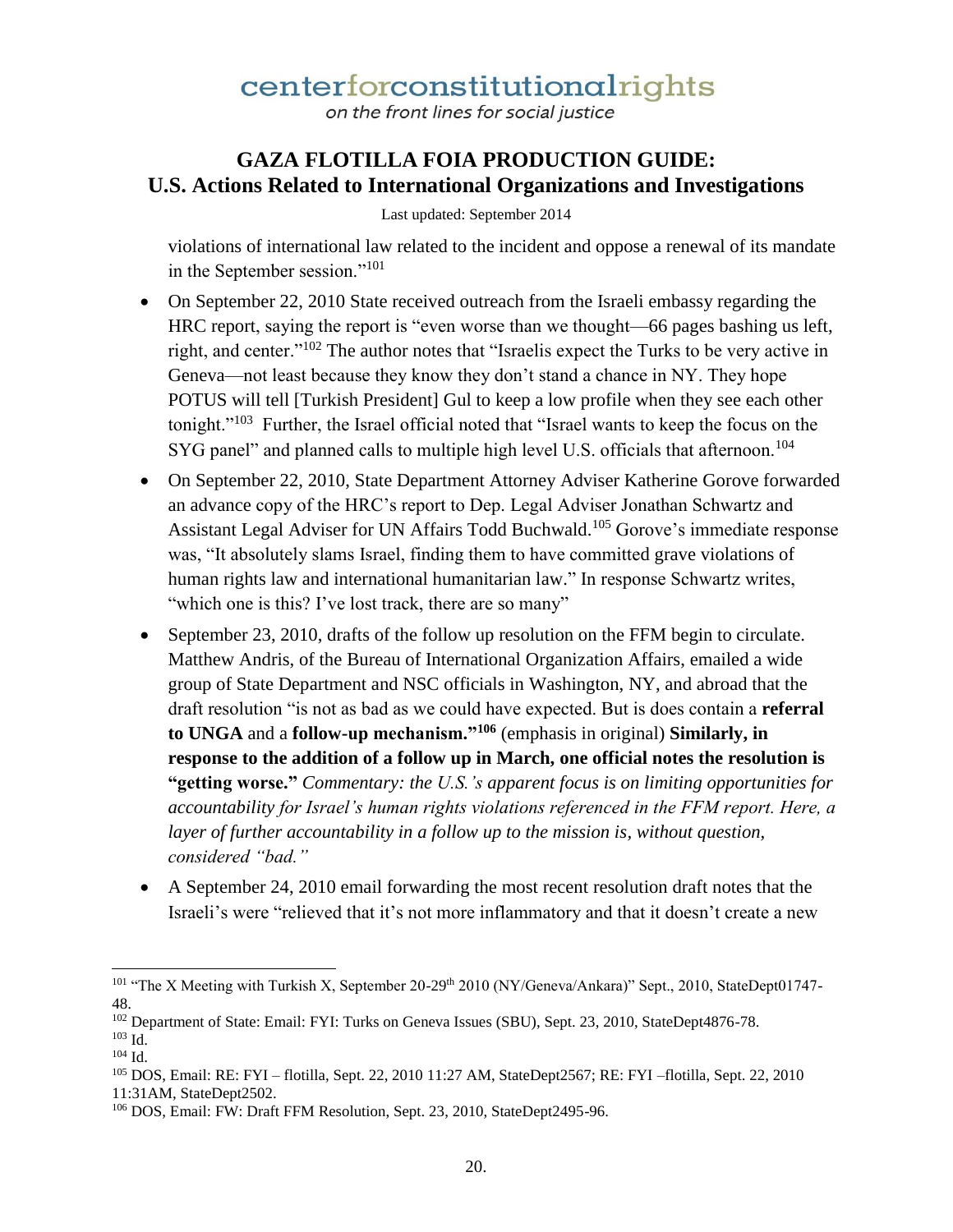violations of international law related to the incident and oppose a renewal of its mandate in the September session."[101]

- On September 22, 2010 State received outreach from the Israeli embassy regarding the HRC report, saying the report is "even worse than we thought—66 pages bashing us left, right, and center."[102] The author notes that "Israelis expect the Turks to be very active in Geneva—not least because they know they don't stand a chance in NY. They hope POTUS will tell [Turkish President] Gul to keep a low profile when they see each other tonight."[103] Further, the Israel official noted that "Israel wants to keep the focus on the SYG panel" and planned calls to multiple high level U.S. officials that afternoon.[104]
- On September 22, 2010, State Department Attorney Adviser Katherine Gorove forwarded an advance copy of the HRC's report to Dep. Legal Adviser Jonathan Schwartz and Assistant Legal Adviser for UN Affairs Todd Buchwald.[105] Gorove's immediate response was, "It absolutely slams Israel, finding them to have committed grave violations of human rights law and international humanitarian law." In response Schwartz writes, "which one is this? I've lost track, there are so many"
- September 23, 2010, drafts of the follow up resolution on the FFM begin to circulate. Matthew Andris, of the Bureau of International Organization Affairs, emailed a wide group of State Department and NSC officials in Washington, NY, and abroad that the draft resolution "is not as bad as we could have expected. But is does contain a **referral to UNGA** and a **follow-up mechanism."[106]** (emphasis in original) **Similarly, in response to the addition of a follow up in March, one official notes the resolution is "getting worse."** *Commentary: the U.S.'s apparent focus is on limiting opportunities for accountability for Israel's human rights violations referenced in the FFM report. Here, a layer of further accountability in a follow up to the mission is, without question, considered "bad."*
- A September 24, 2010 email forwarding the most recent resolution draft notes that the Israeli's were "relieved that it's not more inflammatory and that it doesn't create a new

---

[101] "The X Meeting with Turkish X, September 20-29th 2010 (NY/Geneva/Ankara)" Sept., 2010, StateDept01747-48.

[102] Department of State: Email: FYI: Turks on Geneva Issues (SBU), Sept. 23, 2010, StateDept4876-78.

[103] Id.

[104] Id.

[105] DOS, Email: RE: FYI – flotilla, Sept. 22, 2010 11:27 AM, StateDept2567; RE: FYI –flotilla, Sept. 22, 2010 11:31AM, StateDept2502.

[106] DOS, Email: FW: Draft FFM Resolution, Sept. 23, 2010, StateDept2495-96.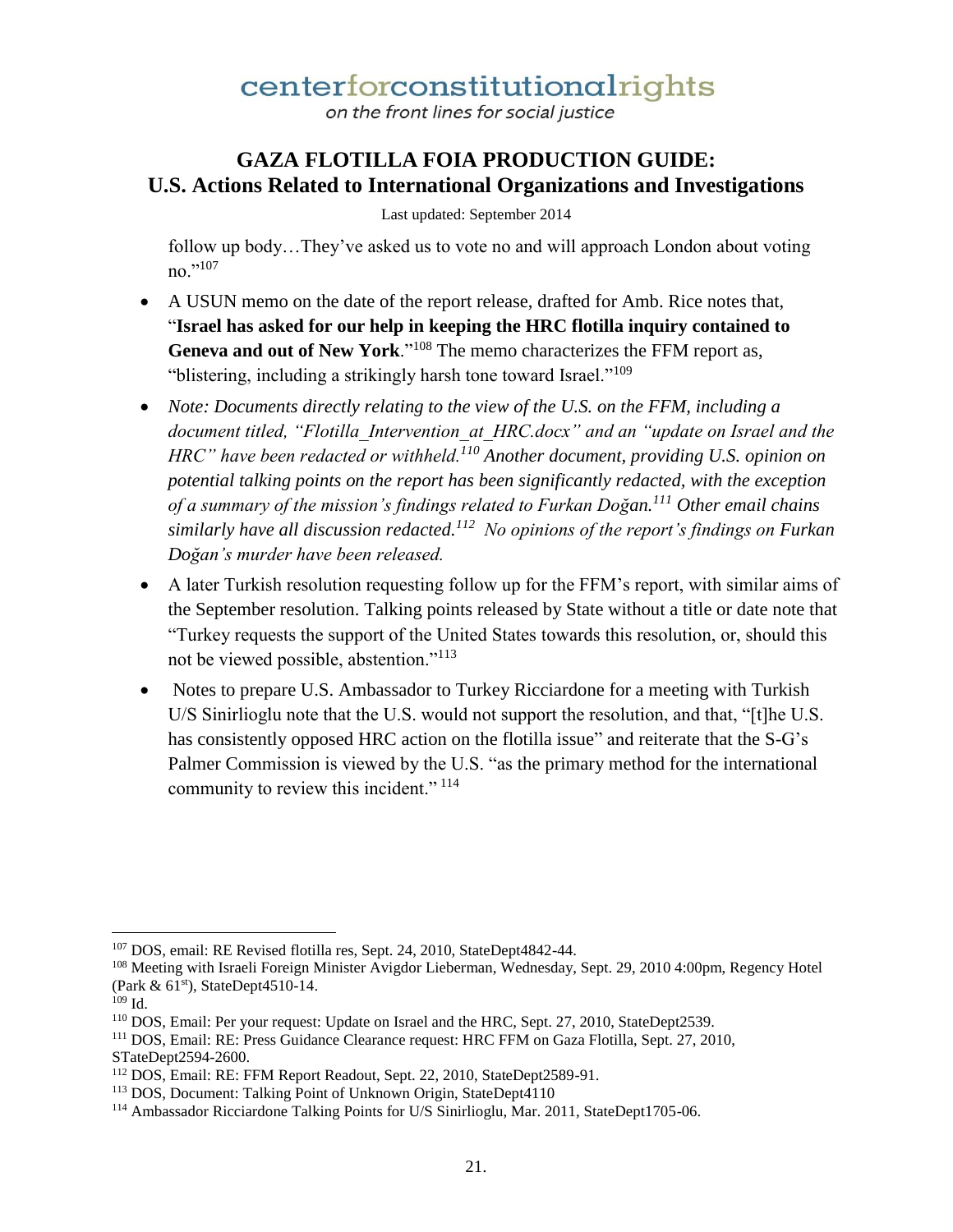follow up body…They've asked us to vote no and will approach London about voting no."[107]

- A USUN memo on the date of the report release, drafted for Amb. Rice notes that, "**Israel has asked for our help in keeping the HRC flotilla inquiry contained to Geneva and out of New York**."[108] The memo characterizes the FFM report as, "blistering, including a strikingly harsh tone toward Israel."[109]
- *Note: Documents directly relating to the view of the U.S. on the FFM, including a document titled, "Flotilla_Intervention_at_HRC.docx" and an "update on Israel and the HRC" have been redacted or withheld.[110] Another document, providing U.S. opinion on potential talking points on the report has been significantly redacted, with the exception of a summary of the mission's findings related to Furkan Doğan.[111] Other email chains similarly have all discussion redacted.[112] No opinions of the report's findings on Furkan Doğan's murder have been released.*
- A later Turkish resolution requesting follow up for the FFM's report, with similar aims of the September resolution. Talking points released by State without a title or date note that "Turkey requests the support of the United States towards this resolution, or, should this not be viewed possible, abstention."[113]
- Notes to prepare U.S. Ambassador to Turkey Ricciardone for a meeting with Turkish U/S Sinirlioglu note that the U.S. would not support the resolution, and that, "[t]he U.S. has consistently opposed HRC action on the flotilla issue" and reiterate that the S-G's Palmer Commission is viewed by the U.S. "as the primary method for the international community to review this incident." [114]

---

[107] DOS, email: RE Revised flotilla res, Sept. 24, 2010, StateDept4842-44.

[108] Meeting with Israeli Foreign Minister Avigdor Lieberman, Wednesday, Sept. 29, 2010 4:00pm, Regency Hotel (Park & 61st), StateDept4510-14.

[109] Id.

[110] DOS, Email: Per your request: Update on Israel and the HRC, Sept. 27, 2010, StateDept2539.

[111] DOS, Email: RE: Press Guidance Clearance request: HRC FFM on Gaza Flotilla, Sept. 27, 2010, STateDept2594-2600.

[112] DOS, Email: RE: FFM Report Readout, Sept. 22, 2010, StateDept2589-91.

[113] DOS, Document: Talking Point of Unknown Origin, StateDept4110

[114] Ambassador Ricciardone Talking Points for U/S Sinirlioglu, Mar. 2011, StateDept1705-06.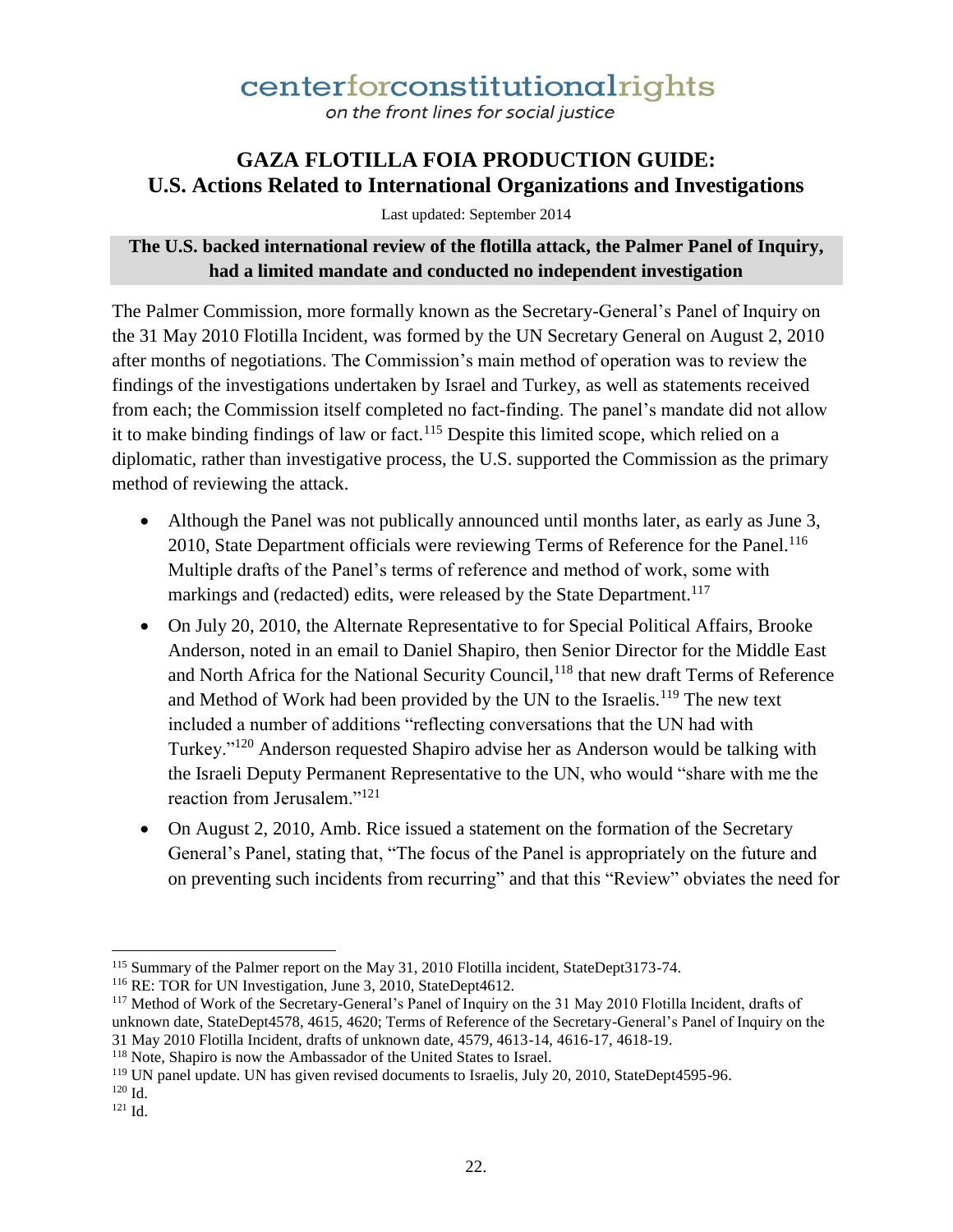centerforconstitutionalrights

*on the front lines for social justice*

# GAZA FLOTILLA FOIA PRODUCTION GUIDE: U.S. Actions Related to International Organizations and Investigations

Last updated: September 2014

## The U.S. backed international review of the flotilla attack, the Palmer Panel of Inquiry, had a limited mandate and conducted no independent investigation

The Palmer Commission, more formally known as the Secretary-General's Panel of Inquiry on the 31 May 2010 Flotilla Incident, was formed by the UN Secretary General on August 2, 2010 after months of negotiations. The Commission's main method of operation was to review the findings of the investigations undertaken by Israel and Turkey, as well as statements received from each; the Commission itself completed no fact-finding. The panel's mandate did not allow it to make binding findings of law or fact.[115] Despite this limited scope, which relied on a diplomatic, rather than investigative process, the U.S. supported the Commission as the primary method of reviewing the attack.

- Although the Panel was not publically announced until months later, as early as June 3, 2010, State Department officials were reviewing Terms of Reference for the Panel.[116] Multiple drafts of the Panel's terms of reference and method of work, some with markings and (redacted) edits, were released by the State Department.[117]
- On July 20, 2010, the Alternate Representative to for Special Political Affairs, Brooke Anderson, noted in an email to Daniel Shapiro, then Senior Director for the Middle East and North Africa for the National Security Council,[118] that new draft Terms of Reference and Method of Work had been provided by the UN to the Israelis.[119] The new text included a number of additions "reflecting conversations that the UN had with Turkey."[120] Anderson requested Shapiro advise her as Anderson would be talking with the Israeli Deputy Permanent Representative to the UN, who would "share with me the reaction from Jerusalem."[121]
- On August 2, 2010, Amb. Rice issued a statement on the formation of the Secretary General's Panel, stating that, "The focus of the Panel is appropriately on the future and on preventing such incidents from recurring" and that this "Review" obviates the need for

---

[115] Summary of the Palmer report on the May 31, 2010 Flotilla incident, StateDept3173-74.

[116] RE: TOR for UN Investigation, June 3, 2010, StateDept4612.

[117] Method of Work of the Secretary-General's Panel of Inquiry on the 31 May 2010 Flotilla Incident, drafts of unknown date, StateDept4578, 4615, 4620; Terms of Reference of the Secretary-General's Panel of Inquiry on the 31 May 2010 Flotilla Incident, drafts of unknown date, 4579, 4613-14, 4616-17, 4618-19.

[118] Note, Shapiro is now the Ambassador of the United States to Israel.

[119] UN panel update. UN has given revised documents to Israelis, July 20, 2010, StateDept4595-96.

[120] Id.

[121] Id.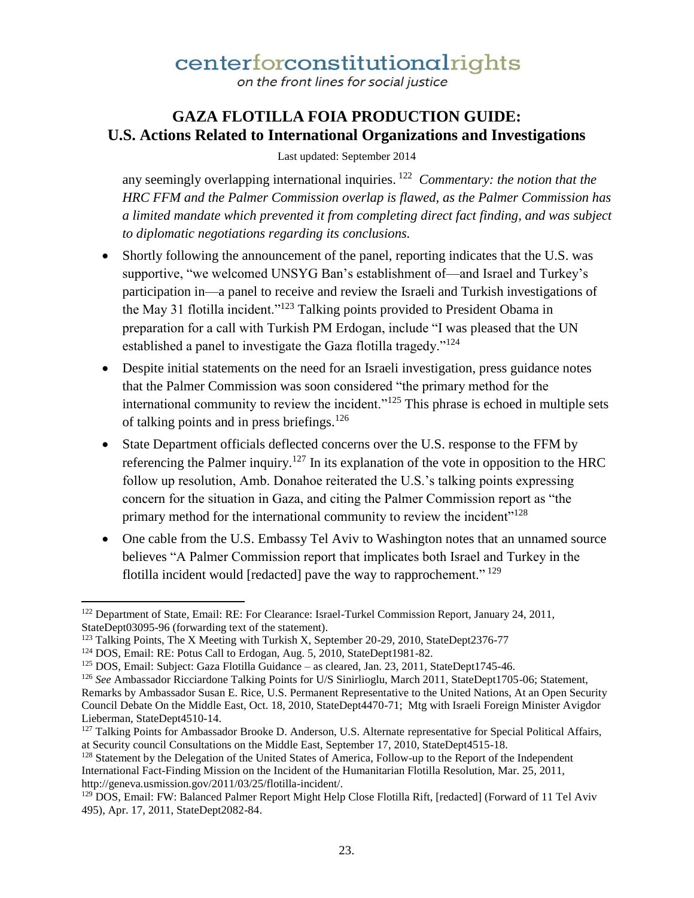any seemingly overlapping international inquiries. [122] *Commentary: the notion that the HRC FFM and the Palmer Commission overlap is flawed, as the Palmer Commission has a limited mandate which prevented it from completing direct fact finding, and was subject to diplomatic negotiations regarding its conclusions.*

- Shortly following the announcement of the panel, reporting indicates that the U.S. was supportive, "we welcomed UNSYG Ban's establishment of—and Israel and Turkey's participation in—a panel to receive and review the Israeli and Turkish investigations of the May 31 flotilla incident."[123] Talking points provided to President Obama in preparation for a call with Turkish PM Erdogan, include "I was pleased that the UN established a panel to investigate the Gaza flotilla tragedy."[124]
- Despite initial statements on the need for an Israeli investigation, press guidance notes that the Palmer Commission was soon considered "the primary method for the international community to review the incident."[125] This phrase is echoed in multiple sets of talking points and in press briefings.[126]
- State Department officials deflected concerns over the U.S. response to the FFM by referencing the Palmer inquiry.[127] In its explanation of the vote in opposition to the HRC follow up resolution, Amb. Donahoe reiterated the U.S.'s talking points expressing concern for the situation in Gaza, and citing the Palmer Commission report as "the primary method for the international community to review the incident"[128]
- One cable from the U.S. Embassy Tel Aviv to Washington notes that an unnamed source believes "A Palmer Commission report that implicates both Israel and Turkey in the flotilla incident would [redacted] pave the way to rapprochement." [129]

---

[122] Department of State, Email: RE: For Clearance: Israel-Turkel Commission Report, January 24, 2011, StateDept03095-96 (forwarding text of the statement).

[123] Talking Points, The X Meeting with Turkish X, September 20-29, 2010, StateDept2376-77

[124] DOS, Email: RE: Potus Call to Erdogan, Aug. 5, 2010, StateDept1981-82.

[125] DOS, Email: Subject: Gaza Flotilla Guidance – as cleared, Jan. 23, 2011, StateDept1745-46.

[126] *See* Ambassador Ricciardone Talking Points for U/S Sinirlioglu, March 2011, StateDept1705-06; Statement, Remarks by Ambassador Susan E. Rice, U.S. Permanent Representative to the United Nations, At an Open Security Council Debate On the Middle East, Oct. 18, 2010, StateDept4470-71; Mtg with Israeli Foreign Minister Avigdor Lieberman, StateDept4510-14.

[127] Talking Points for Ambassador Brooke D. Anderson, U.S. Alternate representative for Special Political Affairs, at Security council Consultations on the Middle East, September 17, 2010, StateDept4515-18.

[128] Statement by the Delegation of the United States of America, Follow-up to the Report of the Independent International Fact-Finding Mission on the Incident of the Humanitarian Flotilla Resolution, Mar. 25, 2011, http://geneva.usmission.gov/2011/03/25/flotilla-incident/.

[129] DOS, Email: FW: Balanced Palmer Report Might Help Close Flotilla Rift, [redacted] (Forward of 11 Tel Aviv 495), Apr. 17, 2011, StateDept2082-84.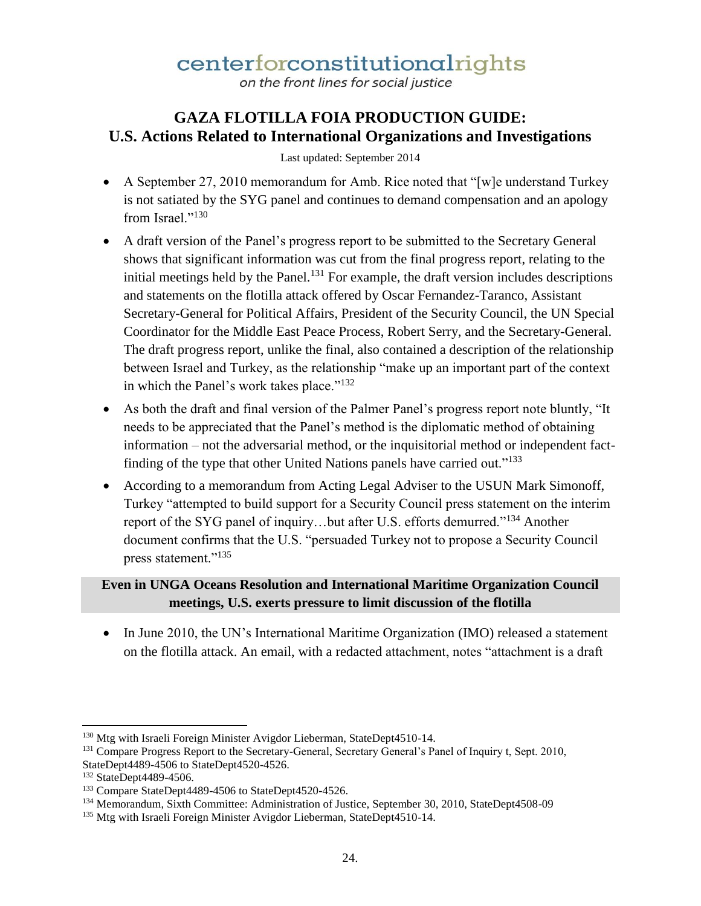- A September 27, 2010 memorandum for Amb. Rice noted that "[w]e understand Turkey is not satiated by the SYG panel and continues to demand compensation and an apology from Israel."[130]
- A draft version of the Panel's progress report to be submitted to the Secretary General shows that significant information was cut from the final progress report, relating to the initial meetings held by the Panel.[131] For example, the draft version includes descriptions and statements on the flotilla attack offered by Oscar Fernandez-Taranco, Assistant Secretary-General for Political Affairs, President of the Security Council, the UN Special Coordinator for the Middle East Peace Process, Robert Serry, and the Secretary-General. The draft progress report, unlike the final, also contained a description of the relationship between Israel and Turkey, as the relationship "make up an important part of the context in which the Panel's work takes place."[132]
- As both the draft and final version of the Palmer Panel's progress report note bluntly, "It needs to be appreciated that the Panel's method is the diplomatic method of obtaining information – not the adversarial method, or the inquisitorial method or independent fact-finding of the type that other United Nations panels have carried out."[133]
- According to a memorandum from Acting Legal Adviser to the USUN Mark Simonoff, Turkey "attempted to build support for a Security Council press statement on the interim report of the SYG panel of inquiry…but after U.S. efforts demurred."[134] Another document confirms that the U.S. "persuaded Turkey not to propose a Security Council press statement."[135]

**Even in UNGA Oceans Resolution and International Maritime Organization Council meetings, U.S. exerts pressure to limit discussion of the flotilla**

- In June 2010, the UN's International Maritime Organization (IMO) released a statement on the flotilla attack. An email, with a redacted attachment, notes "attachment is a draft

---

[130] Mtg with Israeli Foreign Minister Avigdor Lieberman, StateDept4510-14.

[131] Compare Progress Report to the Secretary-General, Secretary General's Panel of Inquiry t, Sept. 2010, StateDept4489-4506 to StateDept4520-4526.

[132] StateDept4489-4506.

[133] Compare StateDept4489-4506 to StateDept4520-4526.

[134] Memorandum, Sixth Committee: Administration of Justice, September 30, 2010, StateDept4508-09

[135] Mtg with Israeli Foreign Minister Avigdor Lieberman, StateDept4510-14.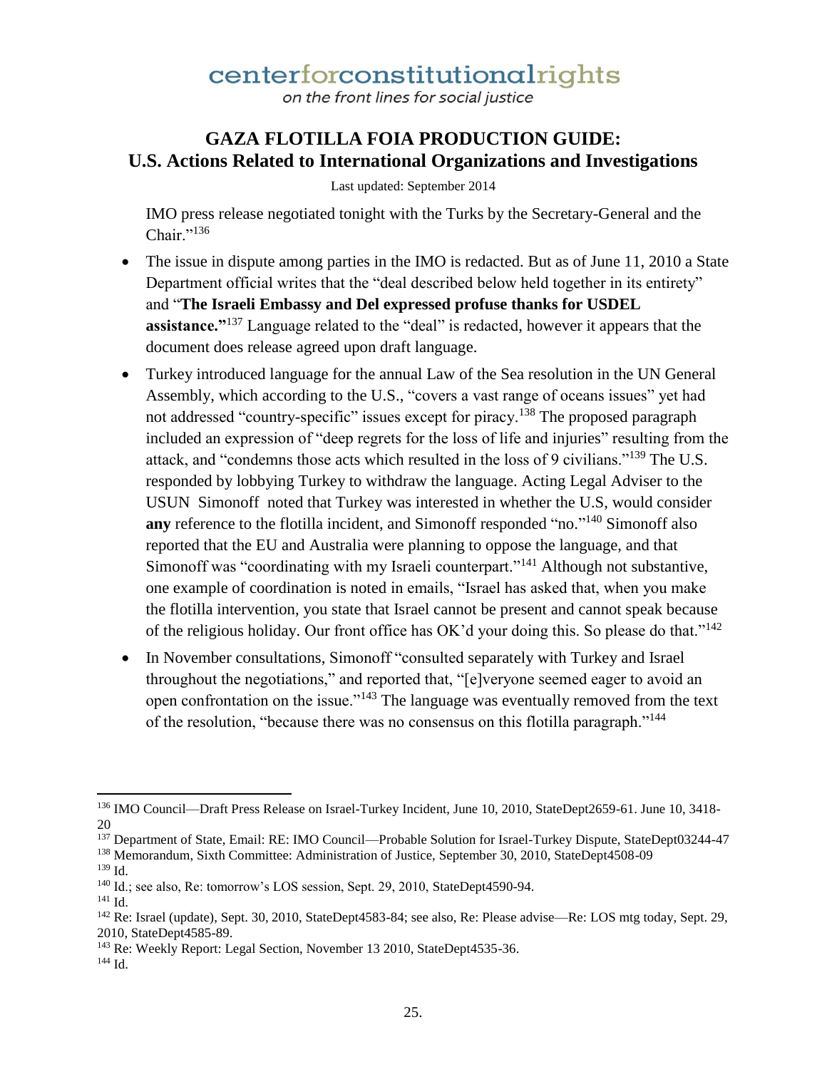IMO press release negotiated tonight with the Turks by the Secretary-General and the Chair."[136]

- The issue in dispute among parties in the IMO is redacted. But as of June 11, 2010 a State Department official writes that the "deal described below held together in its entirety" and "**The Israeli Embassy and Del expressed profuse thanks for USDEL assistance.**"[137] Language related to the "deal" is redacted, however it appears that the document does release agreed upon draft language.
- Turkey introduced language for the annual Law of the Sea resolution in the UN General Assembly, which according to the U.S., "covers a vast range of oceans issues" yet had not addressed "country-specific" issues except for piracy.[138] The proposed paragraph included an expression of "deep regrets for the loss of life and injuries" resulting from the attack, and "condemns those acts which resulted in the loss of 9 civilians."[139] The U.S. responded by lobbying Turkey to withdraw the language. Acting Legal Adviser to the USUN Simonoff noted that Turkey was interested in whether the U.S, would consider **any** reference to the flotilla incident, and Simonoff responded "no."[140] Simonoff also reported that the EU and Australia were planning to oppose the language, and that Simonoff was "coordinating with my Israeli counterpart."[141] Although not substantive, one example of coordination is noted in emails, "Israel has asked that, when you make the flotilla intervention, you state that Israel cannot be present and cannot speak because of the religious holiday. Our front office has OK'd your doing this. So please do that."[142]
- In November consultations, Simonoff "consulted separately with Turkey and Israel throughout the negotiations," and reported that, "[e]veryone seemed eager to avoid an open confrontation on the issue."[143] The language was eventually removed from the text of the resolution, "because there was no consensus on this flotilla paragraph."[144]

---

[136] IMO Council—Draft Press Release on Israel-Turkey Incident, June 10, 2010, StateDept2659-61. June 10, 3418-20

[137] Department of State, Email: RE: IMO Council—Probable Solution for Israel-Turkey Dispute, StateDept03244-47

[138] Memorandum, Sixth Committee: Administration of Justice, September 30, 2010, StateDept4508-09

[139] Id.

[140] Id.; see also, Re: tomorrow's LOS session, Sept. 29, 2010, StateDept4590-94.

[141] Id.

[142] Re: Israel (update), Sept. 30, 2010, StateDept4583-84; see also, Re: Please advise—Re: LOS mtg today, Sept. 29, 2010, StateDept4585-89.

[143] Re: Weekly Report: Legal Section, November 13 2010, StateDept4535-36.

[144] Id.